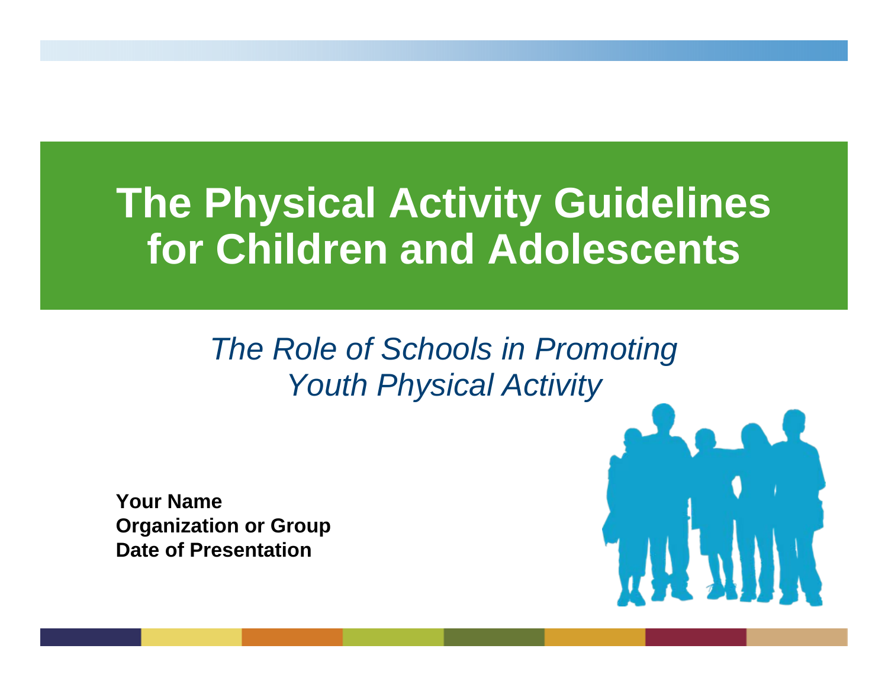# The Physical Activity Guidelines for Children and Adolescents

*The Role of Schools in Promoting Youth Physical Activity*

**Your Name**
**Organization or Group**
**Date of Presentation**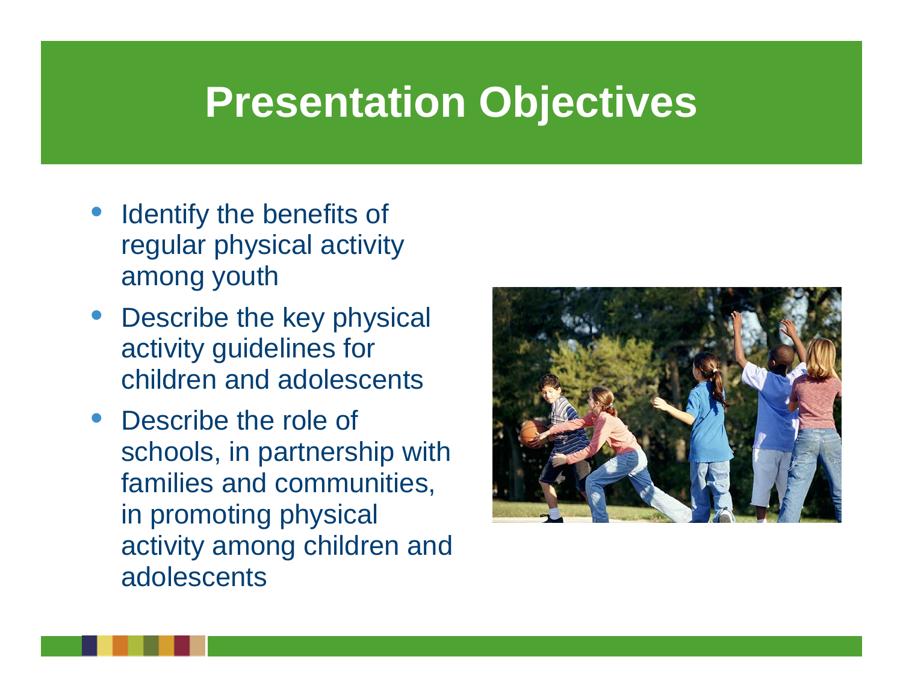# Presentation Objectives

- Identify the benefits of regular physical activity among youth
- Describe the key physical activity guidelines for children and adolescents
- Describe the role of schools, in partnership with families and communities, in promoting physical activity among children and adolescents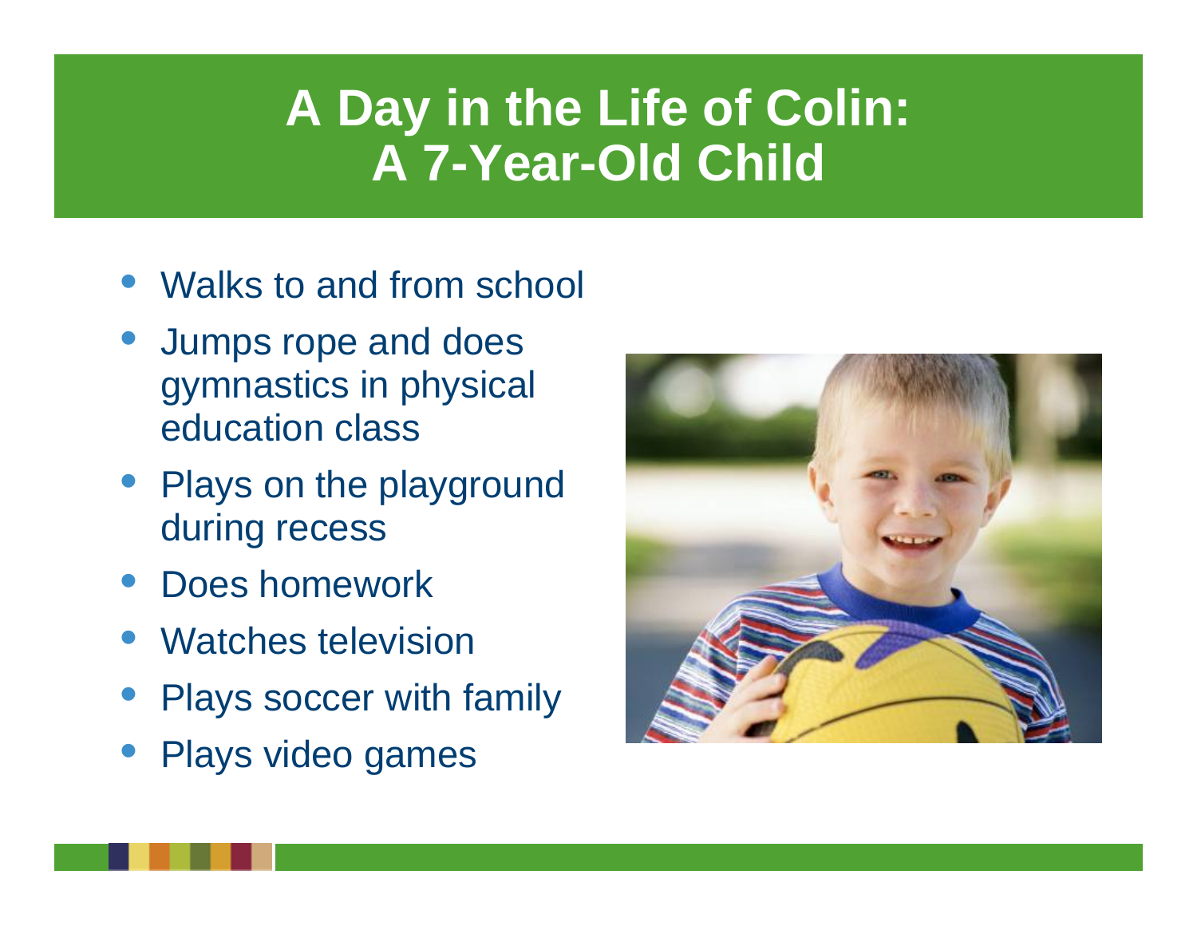# A Day in the Life of Colin: A 7-Year-Old Child

- Walks to and from school
- Jumps rope and does gymnastics in physical education class
- Plays on the playground during recess
- Does homework
- Watches television
- Plays soccer with family
- Plays video games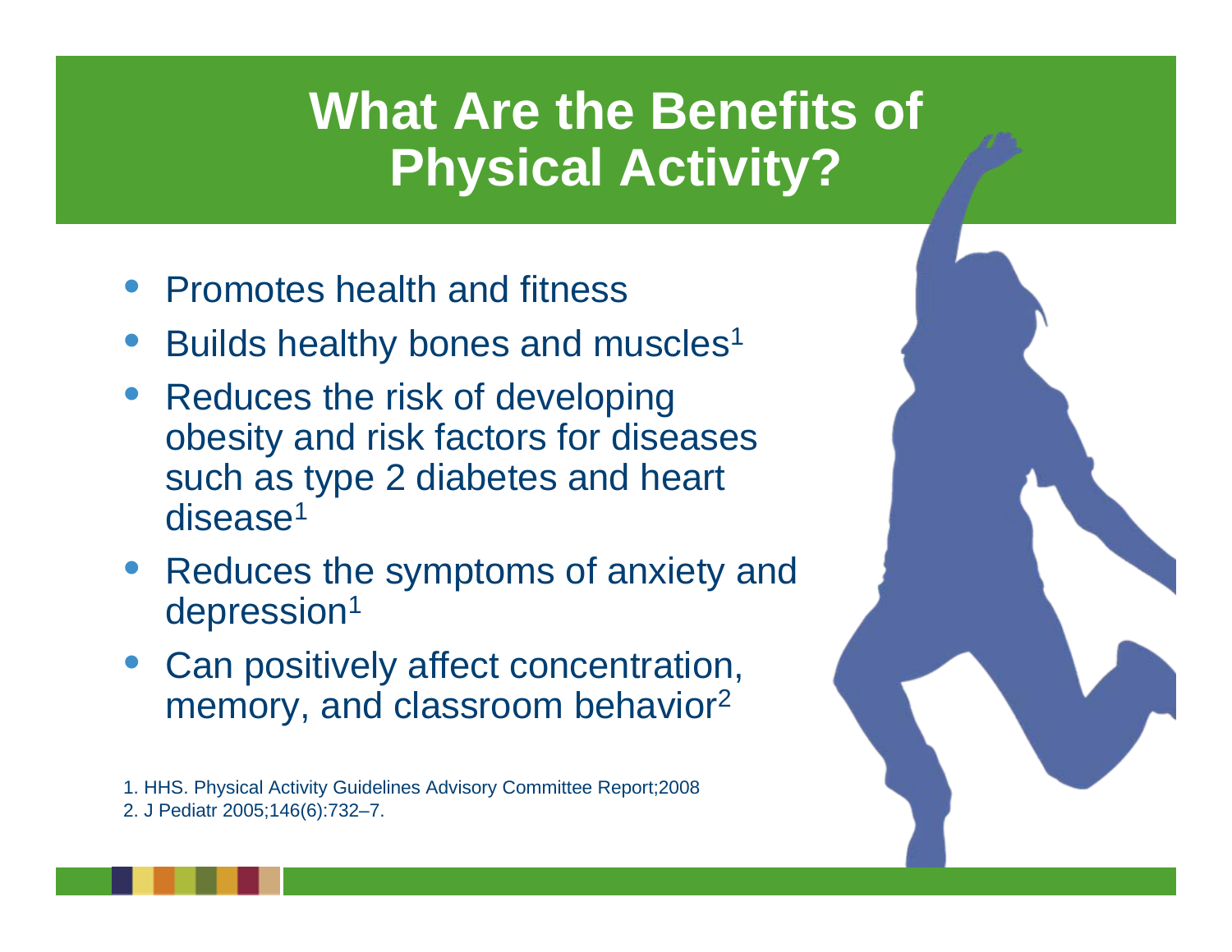# What Are the Benefits of Physical Activity?

- Promotes health and fitness
- Builds healthy bones and muscles[1]
- Reduces the risk of developing obesity and risk factors for diseases such as type 2 diabetes and heart disease[1]
- Reduces the symptoms of anxiety and depression[1]
- Can positively affect concentration, memory, and classroom behavior[2]

1. HHS. Physical Activity Guidelines Advisory Committee Report;2008
2. J Pediatr 2005;146(6):732–7.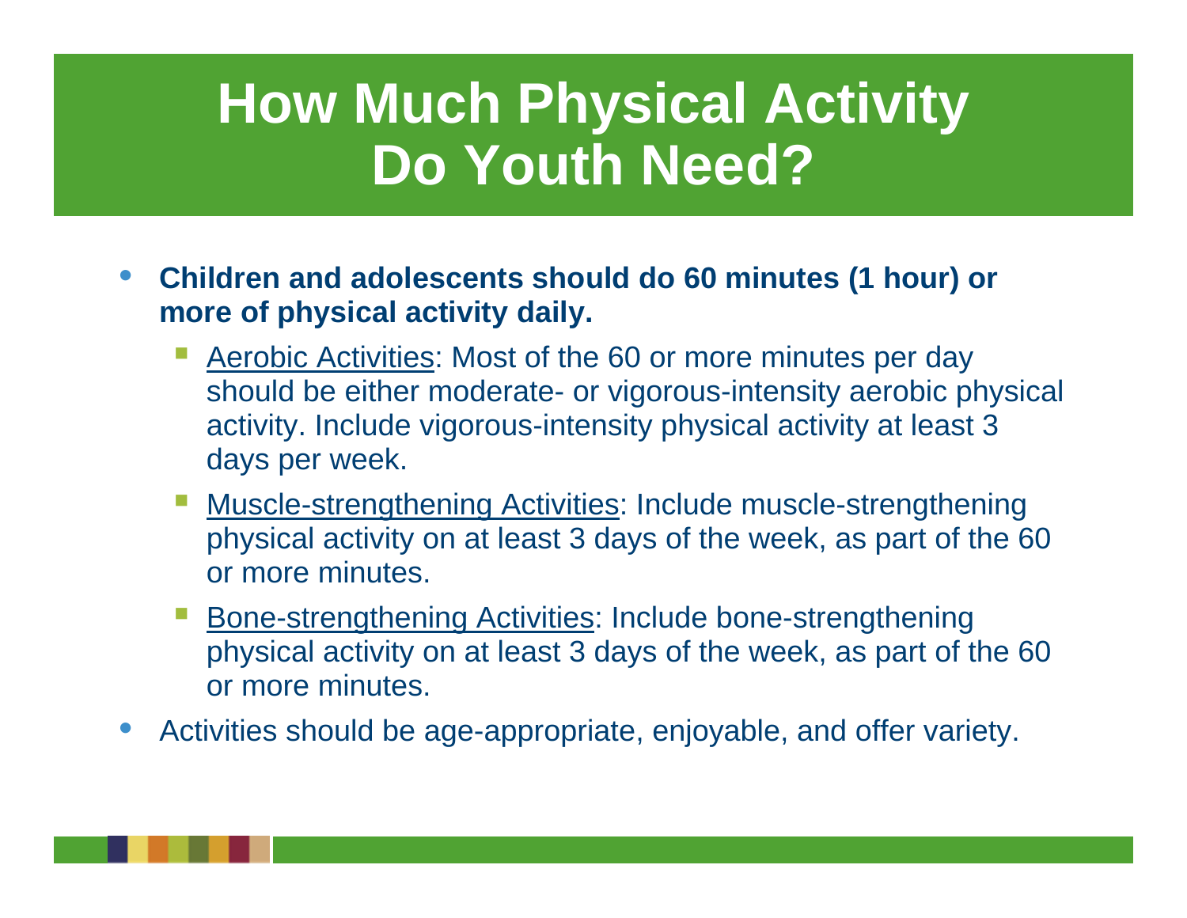# How Much Physical Activity Do Youth Need?

- **Children and adolescents should do 60 minutes (1 hour) or more of physical activity daily.**
  - <u>Aerobic Activities</u>: Most of the 60 or more minutes per day should be either moderate- or vigorous-intensity aerobic physical activity. Include vigorous-intensity physical activity at least 3 days per week.
  - <u>Muscle-strengthening Activities</u>: Include muscle-strengthening physical activity on at least 3 days of the week, as part of the 60 or more minutes.
  - <u>Bone-strengthening Activities</u>: Include bone-strengthening physical activity on at least 3 days of the week, as part of the 60 or more minutes.
- Activities should be age-appropriate, enjoyable, and offer variety.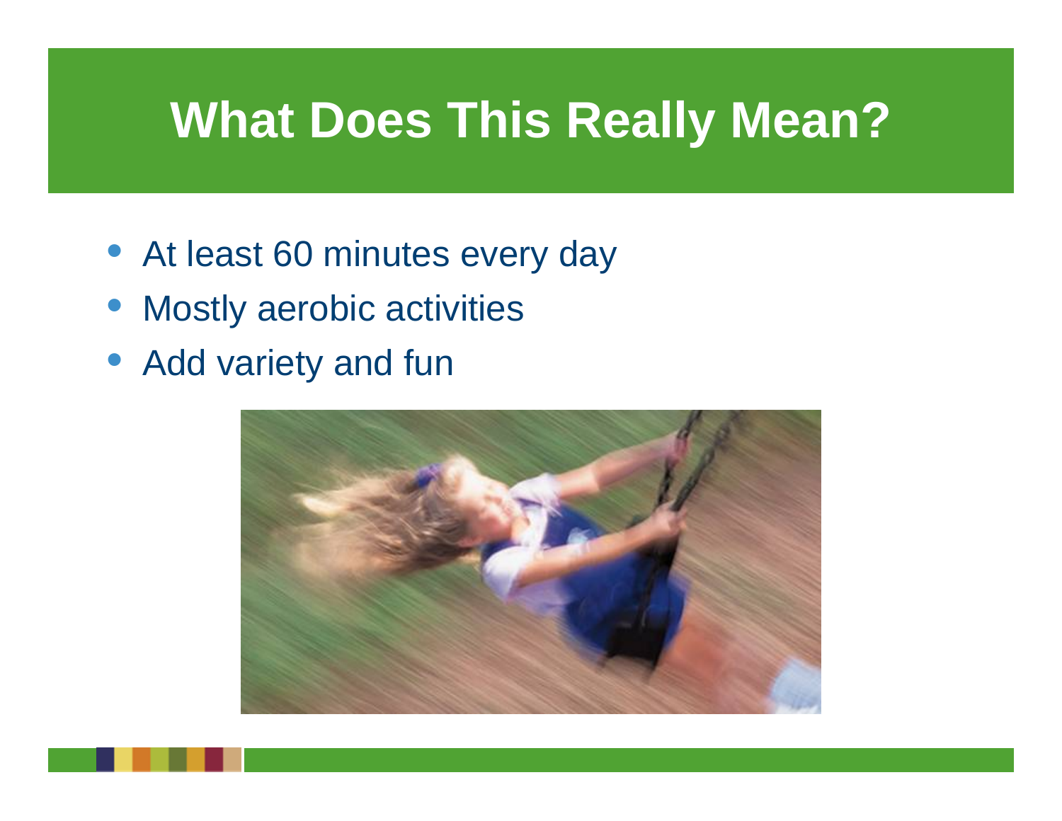# What Does This Really Mean?

- At least 60 minutes every day
- Mostly aerobic activities
- Add variety and fun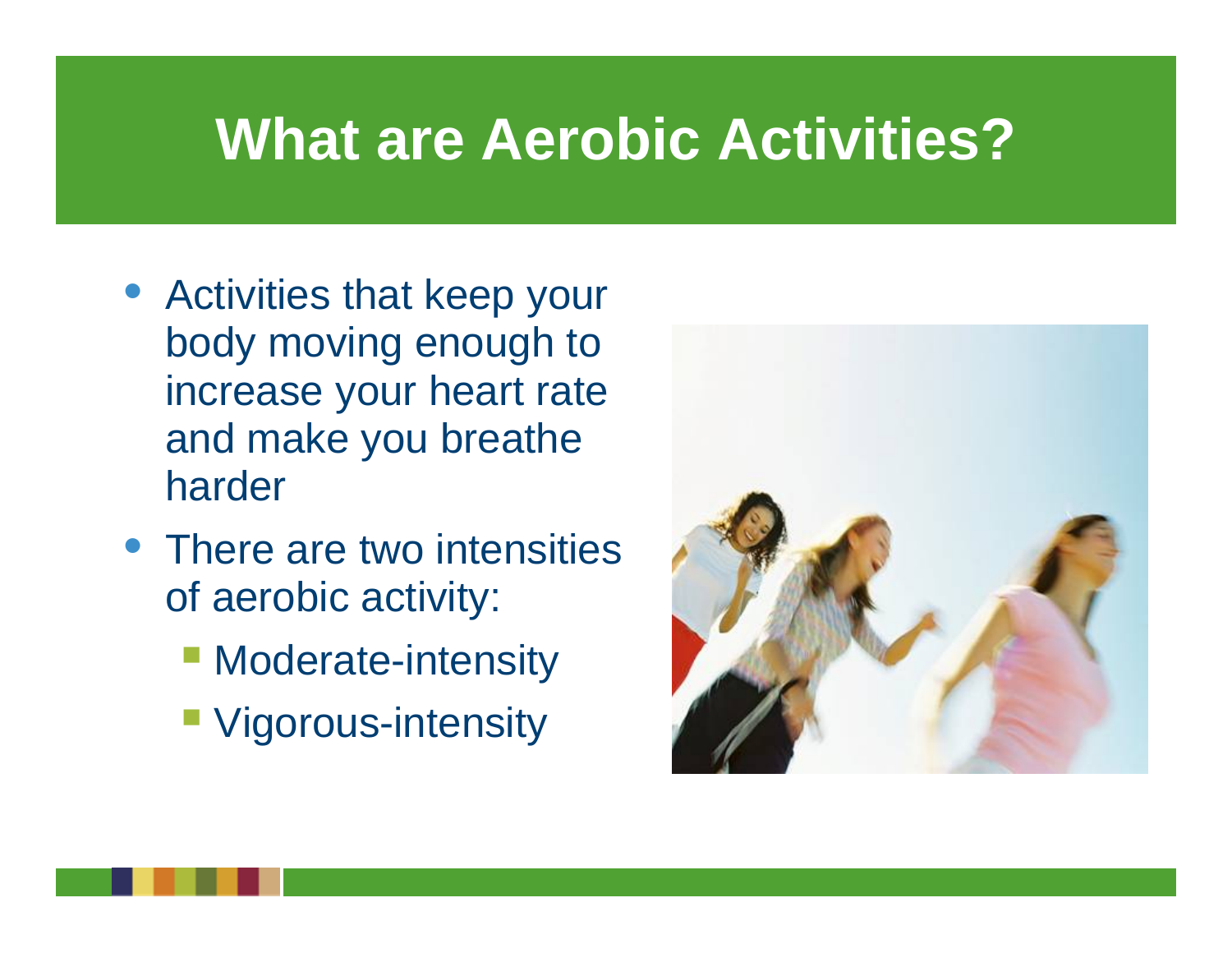# What are Aerobic Activities?

- Activities that keep your body moving enough to increase your heart rate and make you breathe harder
- There are two intensities of aerobic activity:
  - Moderate-intensity
  - Vigorous-intensity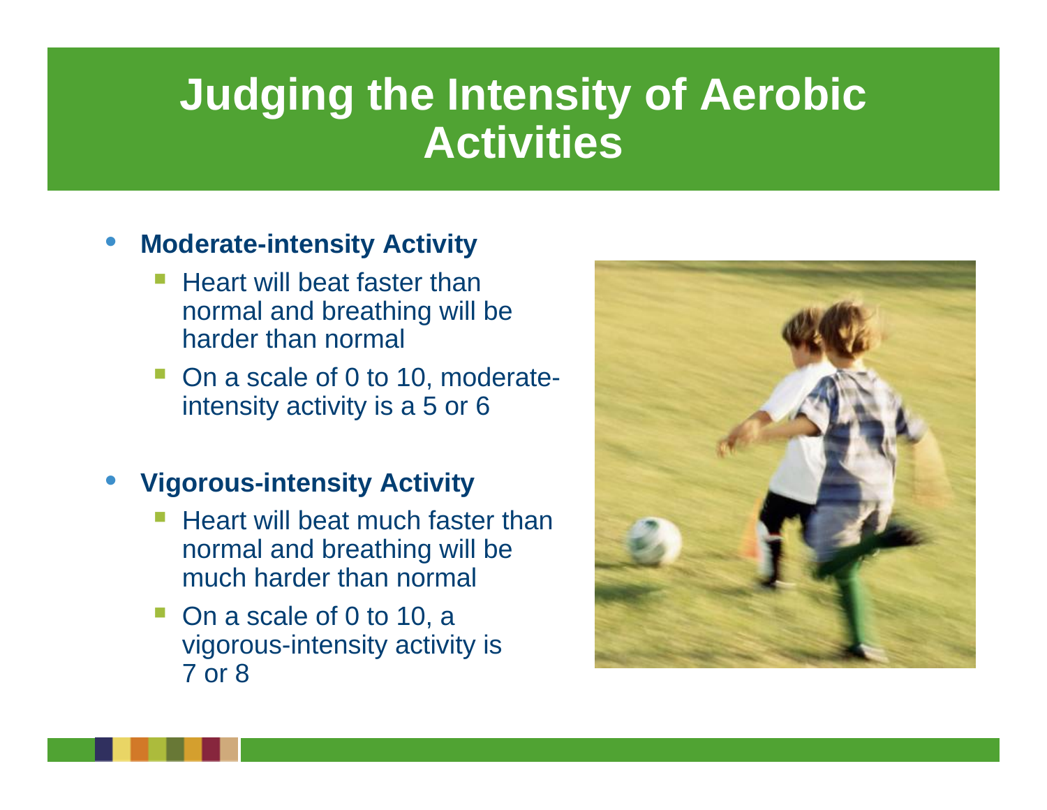# Judging the Intensity of Aerobic Activities

- **Moderate-intensity Activity**
  - Heart will beat faster than normal and breathing will be harder than normal
  - On a scale of 0 to 10, moderate-intensity activity is a 5 or 6
- **Vigorous-intensity Activity**
  - Heart will beat much faster than normal and breathing will be much harder than normal
  - On a scale of 0 to 10, a vigorous-intensity activity is 7 or 8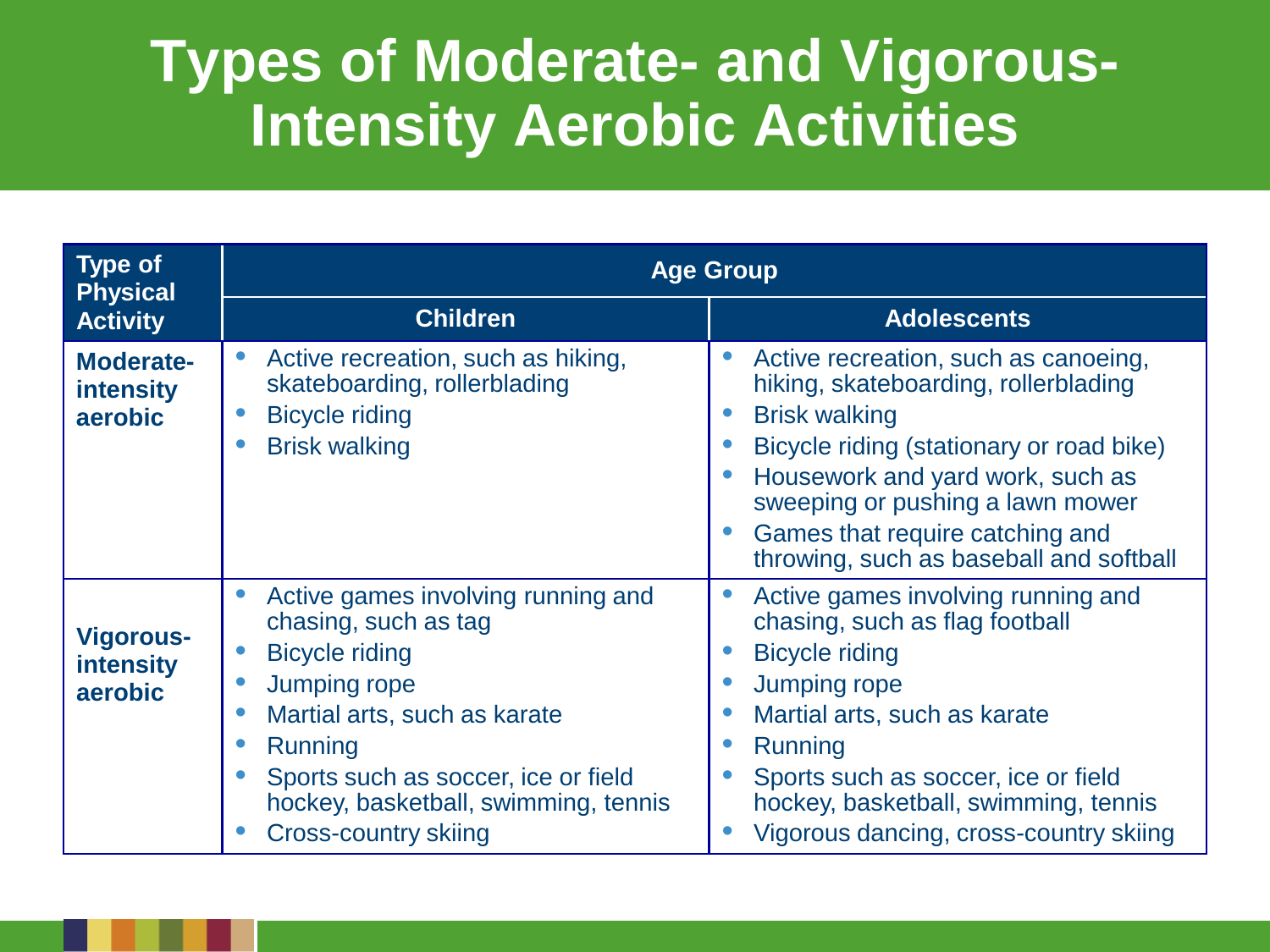# Types of Moderate- and Vigorous-Intensity Aerobic Activities

| Type of Physical Activity | Age Group | |
|---|---|---|
| | **Children** | **Adolescents** |
| **Moderate-intensity aerobic** | • Active recreation, such as hiking, skateboarding, rollerblading<br>• Bicycle riding<br>• Brisk walking | • Active recreation, such as canoeing, hiking, skateboarding, rollerblading<br>• Brisk walking<br>• Bicycle riding (stationary or road bike)<br>• Housework and yard work, such as sweeping or pushing a lawn mower<br>• Games that require catching and throwing, such as baseball and softball |
| **Vigorous-intensity aerobic** | • Active games involving running and chasing, such as tag<br>• Bicycle riding<br>• Jumping rope<br>• Martial arts, such as karate<br>• Running<br>• Sports such as soccer, ice or field hockey, basketball, swimming, tennis<br>• Cross-country skiing | • Active games involving running and chasing, such as flag football<br>• Bicycle riding<br>• Jumping rope<br>• Martial arts, such as karate<br>• Running<br>• Sports such as soccer, ice or field hockey, basketball, swimming, tennis<br>• Vigorous dancing, cross-country skiing |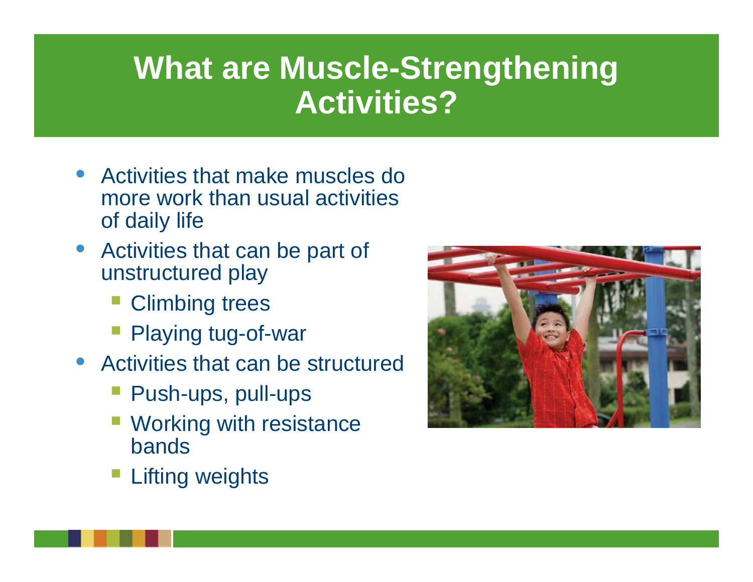# What are Muscle-Strengthening Activities?

- Activities that make muscles do more work than usual activities of daily life
- Activities that can be part of unstructured play
  - Climbing trees
  - Playing tug-of-war
- Activities that can be structured
  - Push-ups, pull-ups
  - Working with resistance bands
  - Lifting weights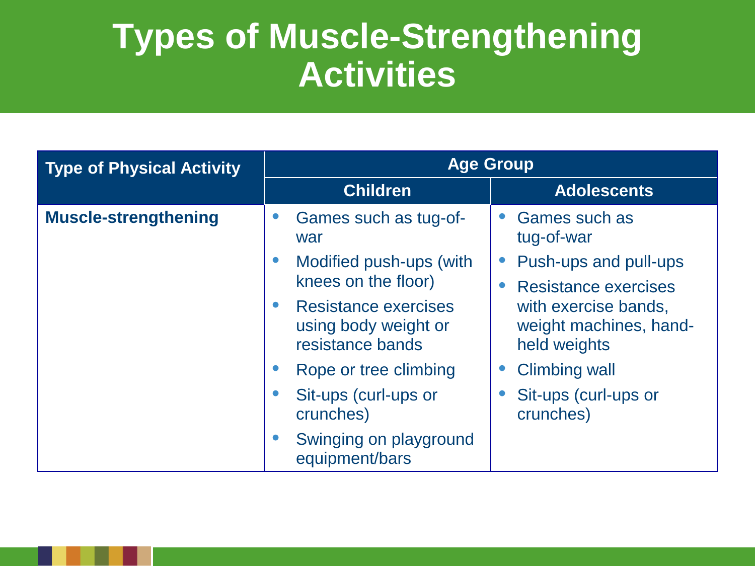# Types of Muscle-Strengthening Activities

| Type of Physical Activity | Age Group | |
|---|---|---|
| | Children | Adolescents |
| **Muscle-strengthening** | • Games such as tug-of-war<br>• Modified push-ups (with knees on the floor)<br>• Resistance exercises using body weight or resistance bands<br>• Rope or tree climbing<br>• Sit-ups (curl-ups or crunches)<br>• Swinging on playground equipment/bars | • Games such as tug-of-war<br>• Push-ups and pull-ups<br>• Resistance exercises with exercise bands, weight machines, hand-held weights<br>• Climbing wall<br>• Sit-ups (curl-ups or crunches) |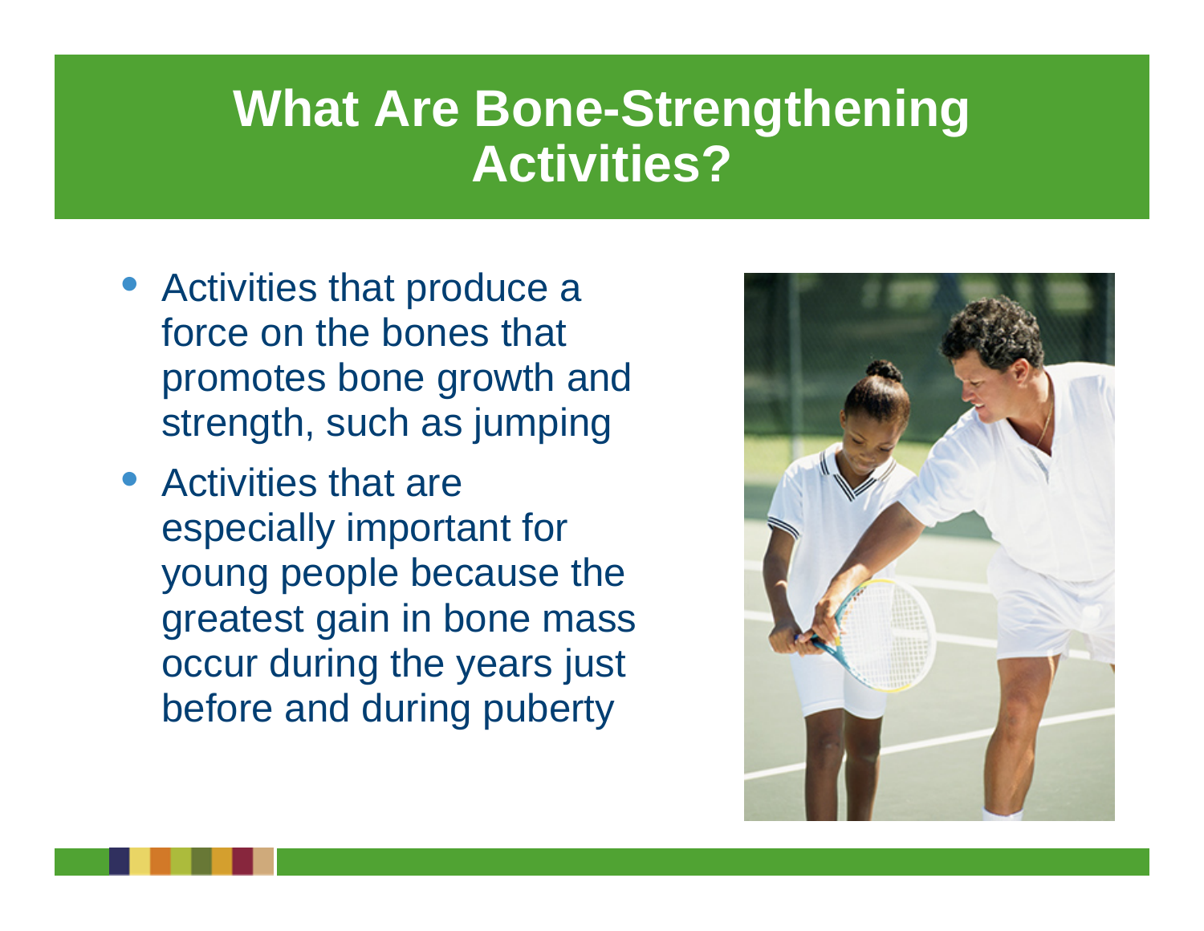# What Are Bone-Strengthening Activities?

- Activities that produce a force on the bones that promotes bone growth and strength, such as jumping
- Activities that are especially important for young people because the greatest gain in bone mass occur during the years just before and during puberty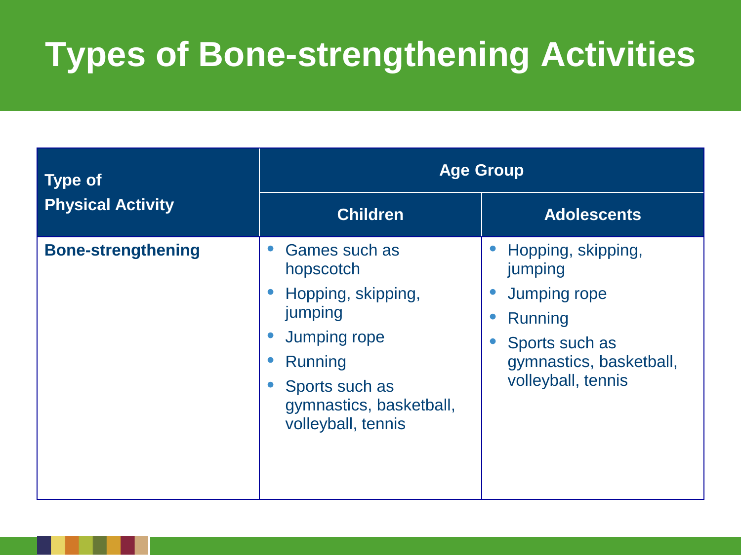# Types of Bone-strengthening Activities

| Type of Physical Activity | Age Group | |
|---|---|---|
| | **Children** | **Adolescents** |
| **Bone-strengthening** | • Games such as hopscotch<br>• Hopping, skipping, jumping<br>• Jumping rope<br>• Running<br>• Sports such as gymnastics, basketball, volleyball, tennis | • Hopping, skipping, jumping<br>• Jumping rope<br>• Running<br>• Sports such as gymnastics, basketball, volleyball, tennis |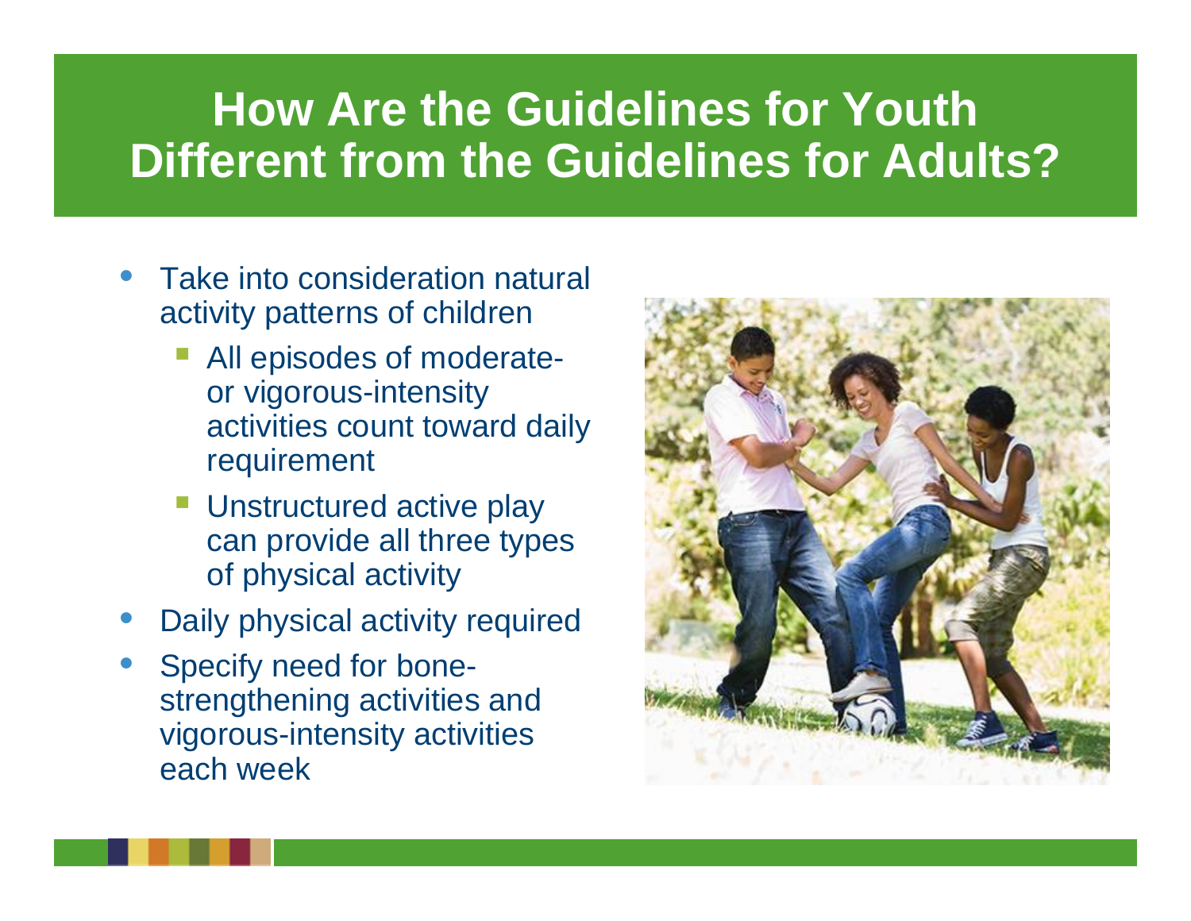# How Are the Guidelines for Youth Different from the Guidelines for Adults?

- Take into consideration natural activity patterns of children
  - All episodes of moderate- or vigorous-intensity activities count toward daily requirement
  - Unstructured active play can provide all three types of physical activity
- Daily physical activity required
- Specify need for bone-strengthening activities and vigorous-intensity activities each week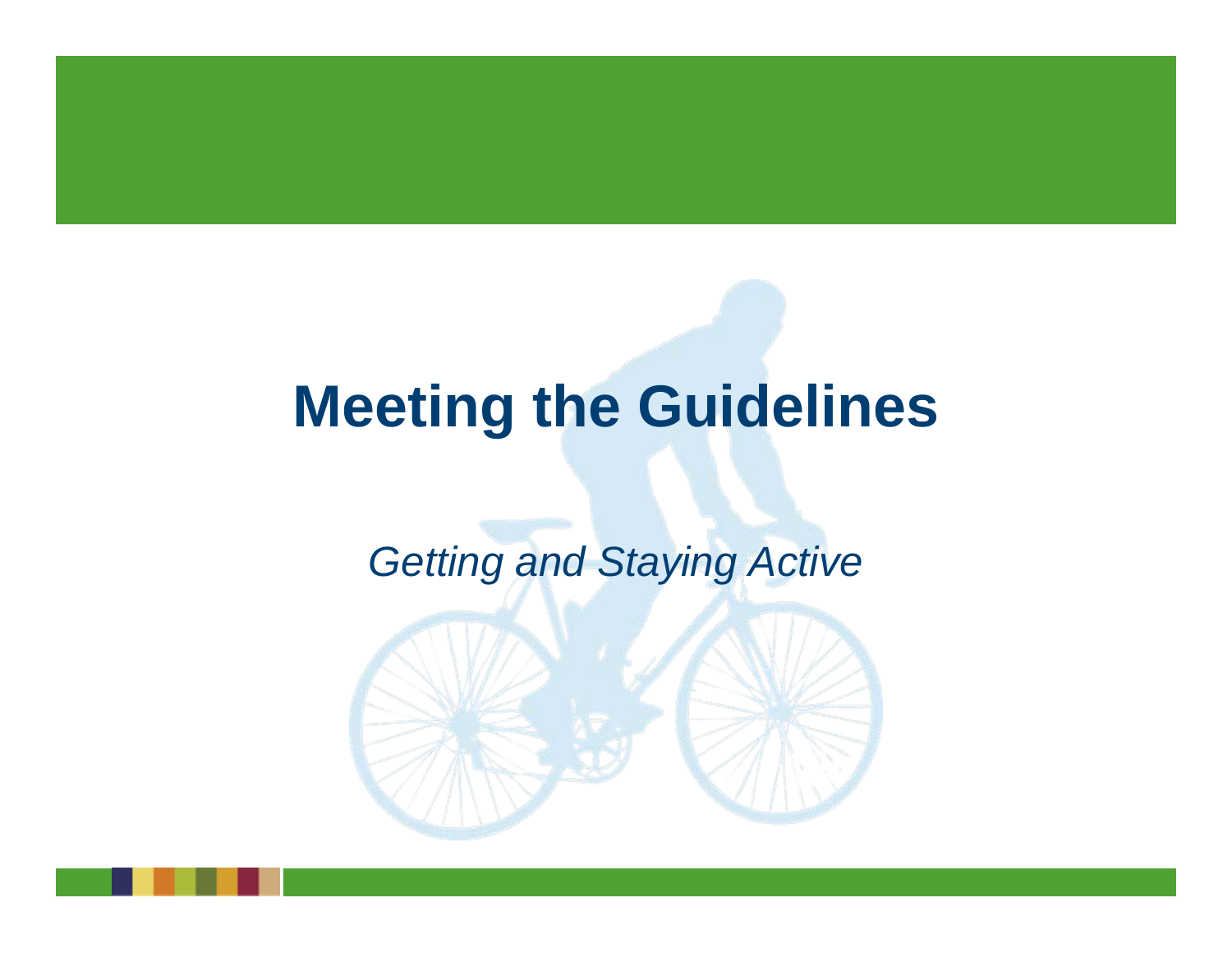# Meeting the Guidelines

*Getting and Staying Active*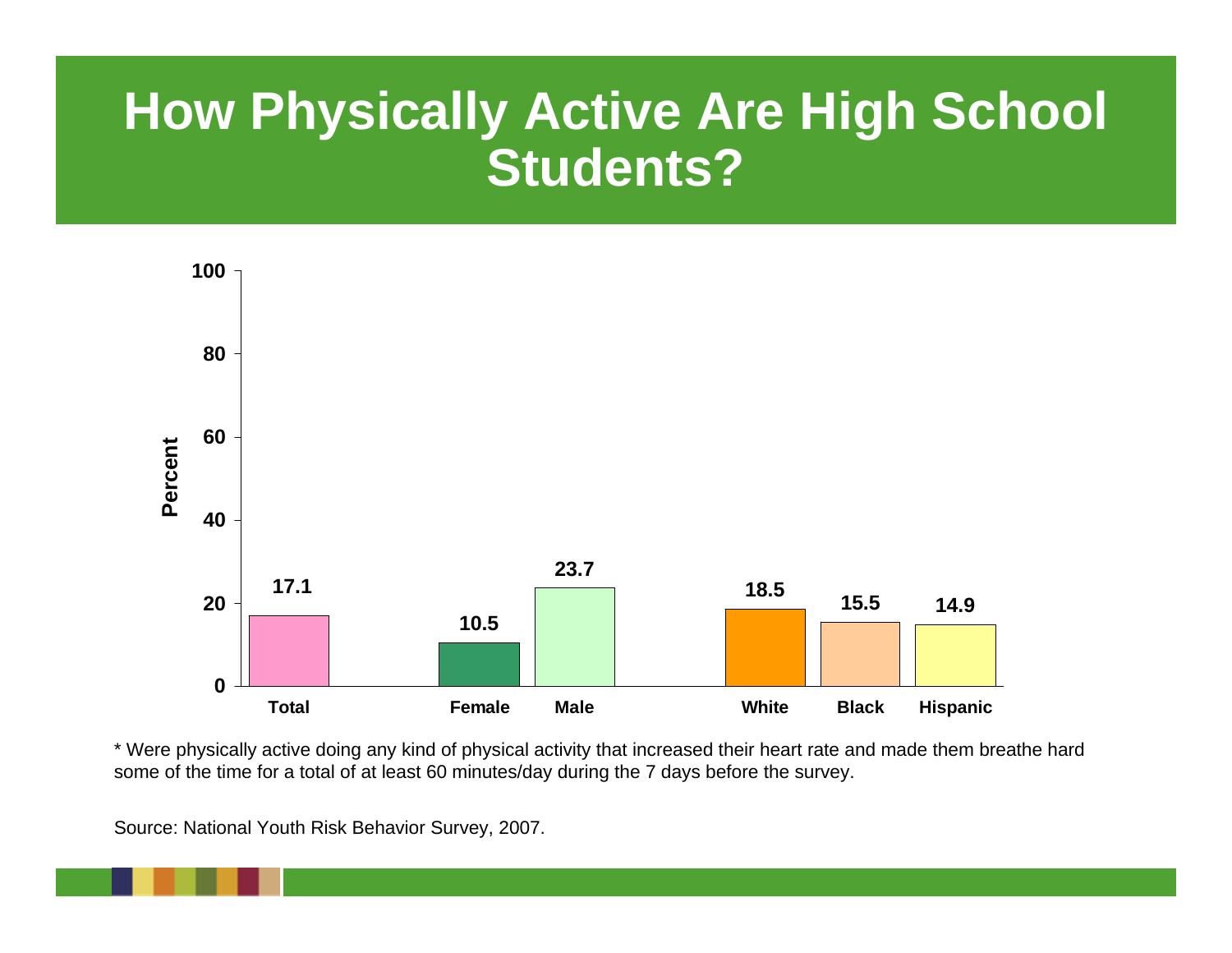# How Physically Active Are High School Students?

| | Total | Female | Male | White | Black | Hispanic |
|---|---|---|---|---|---|---|
| Percent | 17.1 | 10.5 | 23.7 | 18.5 | 15.5 | 14.9 |

\* Were physically active doing any kind of physical activity that increased their heart rate and made them breathe hard some of the time for a total of at least 60 minutes/day during the 7 days before the survey.

Source: National Youth Risk Behavior Survey, 2007.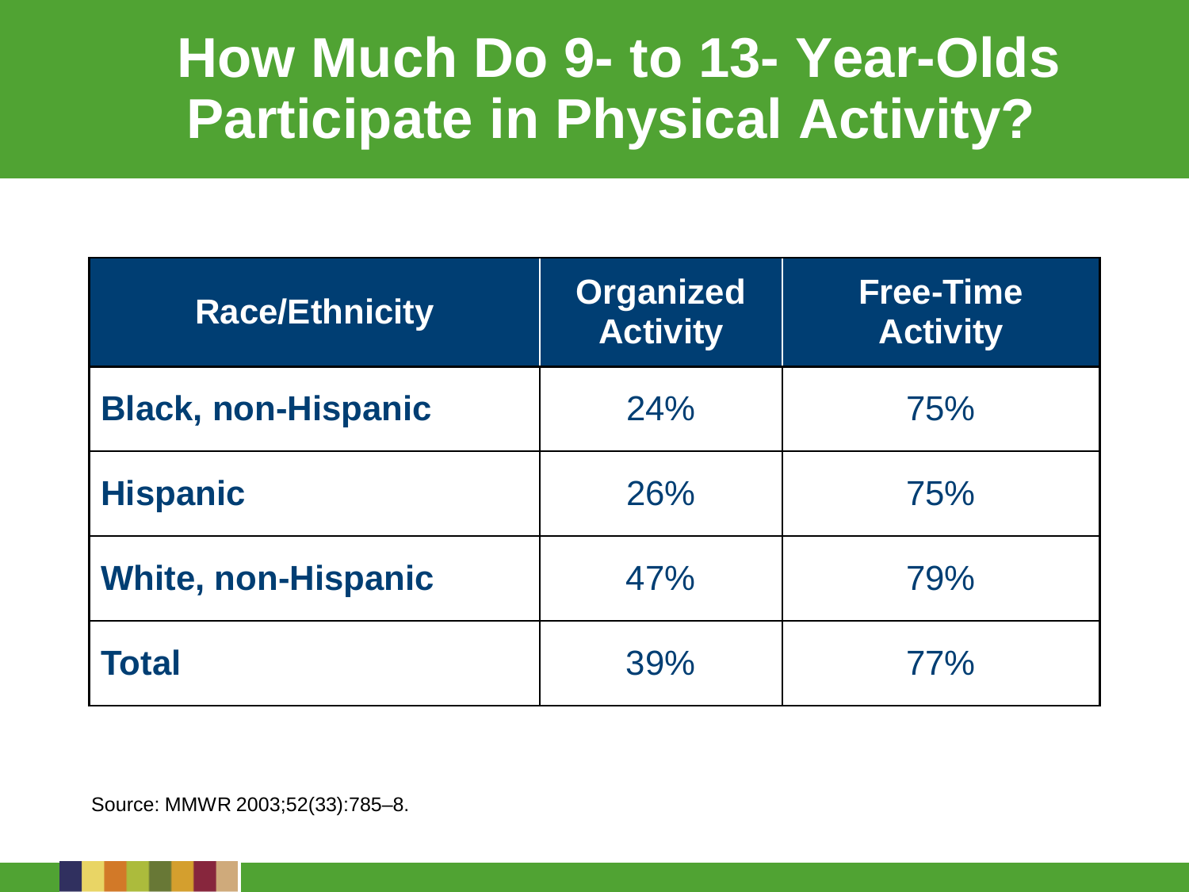# How Much Do 9- to 13- Year-Olds Participate in Physical Activity?

| Race/Ethnicity | Organized Activity | Free-Time Activity |
|---|---|---|
| **Black, non-Hispanic** | 24% | 75% |
| **Hispanic** | 26% | 75% |
| **White, non-Hispanic** | 47% | 79% |
| **Total** | 39% | 77% |

Source: MMWR 2003;52(33):785–8.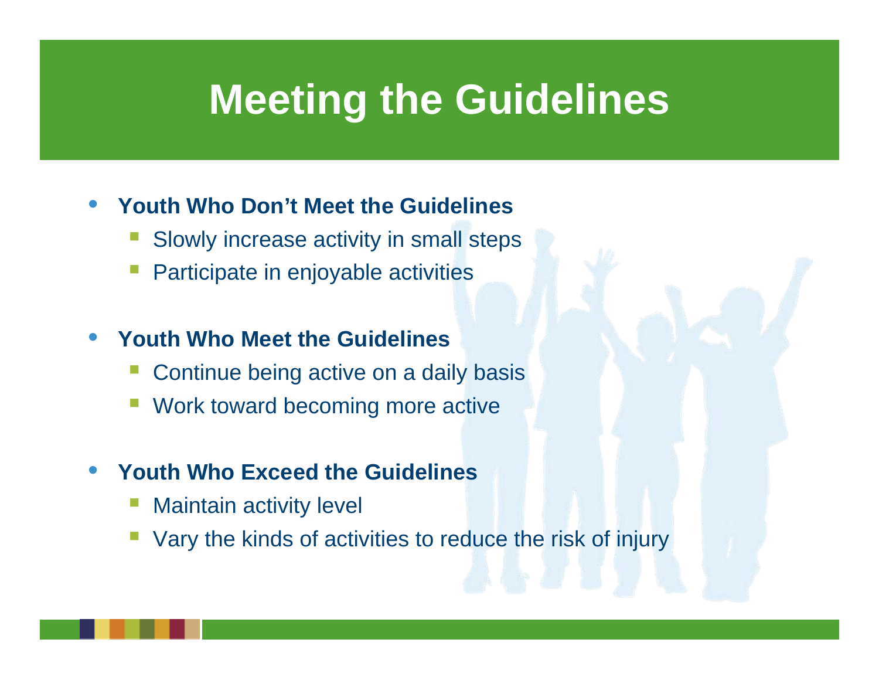# Meeting the Guidelines

- **Youth Who Don't Meet the Guidelines**
  - Slowly increase activity in small steps
  - Participate in enjoyable activities
- **Youth Who Meet the Guidelines**
  - Continue being active on a daily basis
  - Work toward becoming more active
- **Youth Who Exceed the Guidelines**
  - Maintain activity level
  - Vary the kinds of activities to reduce the risk of injury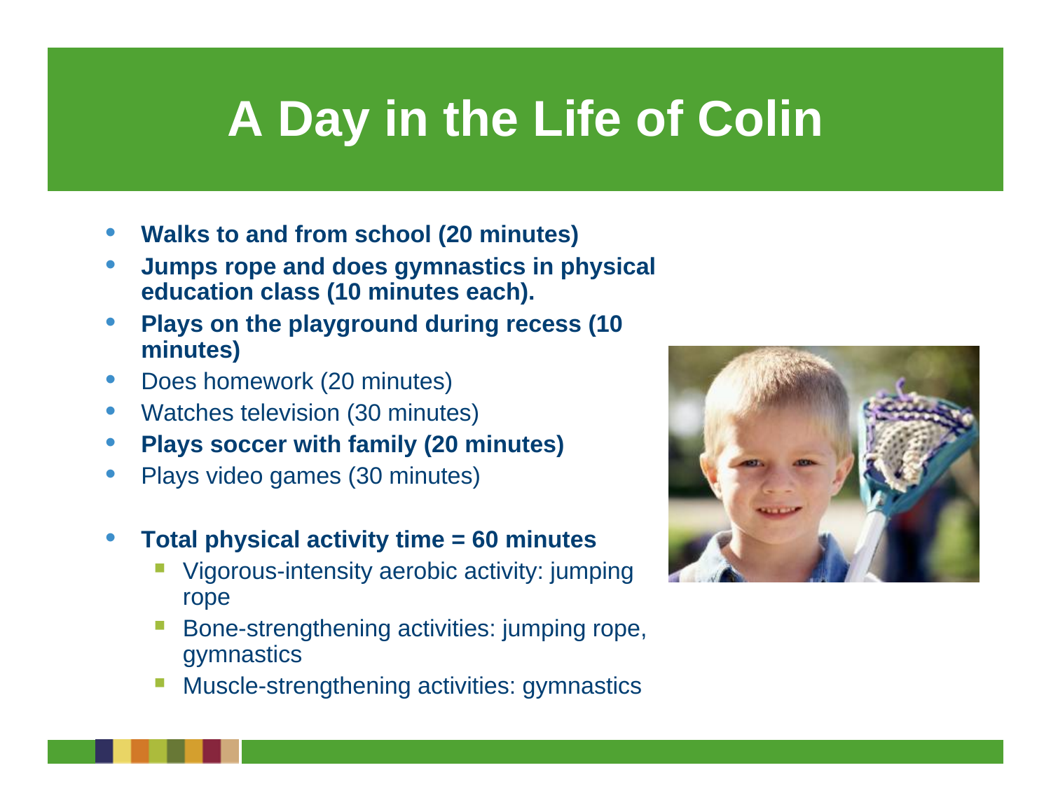# A Day in the Life of Colin

- **Walks to and from school (20 minutes)**
- **Jumps rope and does gymnastics in physical education class (10 minutes each).**
- **Plays on the playground during recess (10 minutes)**
- Does homework (20 minutes)
- Watches television (30 minutes)
- **Plays soccer with family (20 minutes)**
- Plays video games (30 minutes)

- **Total physical activity time = 60 minutes**
  - Vigorous-intensity aerobic activity: jumping rope
  - Bone-strengthening activities: jumping rope, gymnastics
  - Muscle-strengthening activities: gymnastics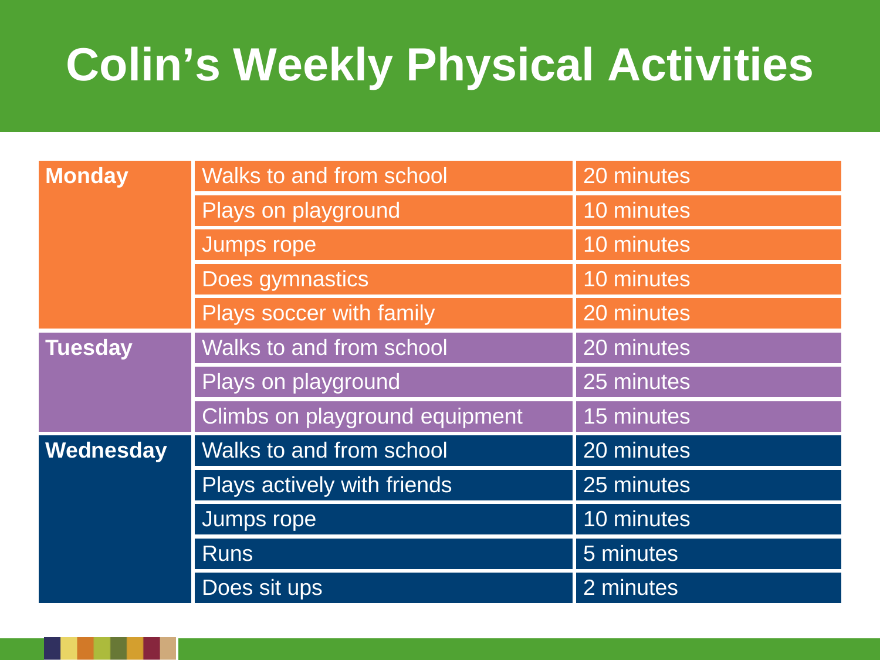# Colin's Weekly Physical Activities

| Day | Activity | Time |
|---|---|---|
| **Monday** | Walks to and from school | 20 minutes |
| | Plays on playground | 10 minutes |
| | Jumps rope | 10 minutes |
| | Does gymnastics | 10 minutes |
| | Plays soccer with family | 20 minutes |
| **Tuesday** | Walks to and from school | 20 minutes |
| | Plays on playground | 25 minutes |
| | Climbs on playground equipment | 15 minutes |
| **Wednesday** | Walks to and from school | 20 minutes |
| | Plays actively with friends | 25 minutes |
| | Jumps rope | 10 minutes |
| | Runs | 5 minutes |
| | Does sit ups | 2 minutes |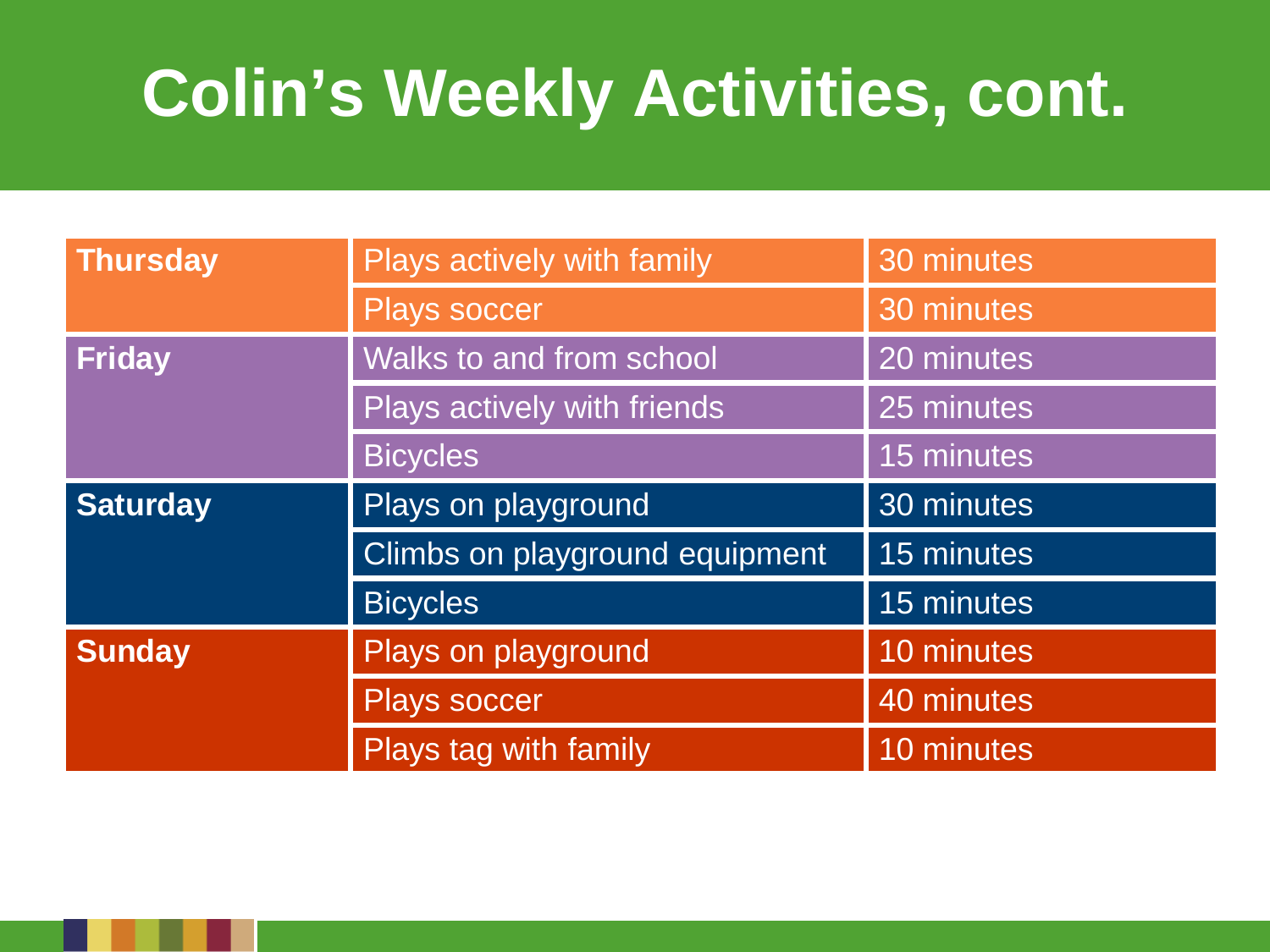# Colin's Weekly Activities, cont.

| Day | Activity | Time |
|---|---|---|
| **Thursday** | Plays actively with family | 30 minutes |
| | Plays soccer | 30 minutes |
| **Friday** | Walks to and from school | 20 minutes |
| | Plays actively with friends | 25 minutes |
| | Bicycles | 15 minutes |
| **Saturday** | Plays on playground | 30 minutes |
| | Climbs on playground equipment | 15 minutes |
| | Bicycles | 15 minutes |
| **Sunday** | Plays on playground | 10 minutes |
| | Plays soccer | 40 minutes |
| | Plays tag with family | 10 minutes |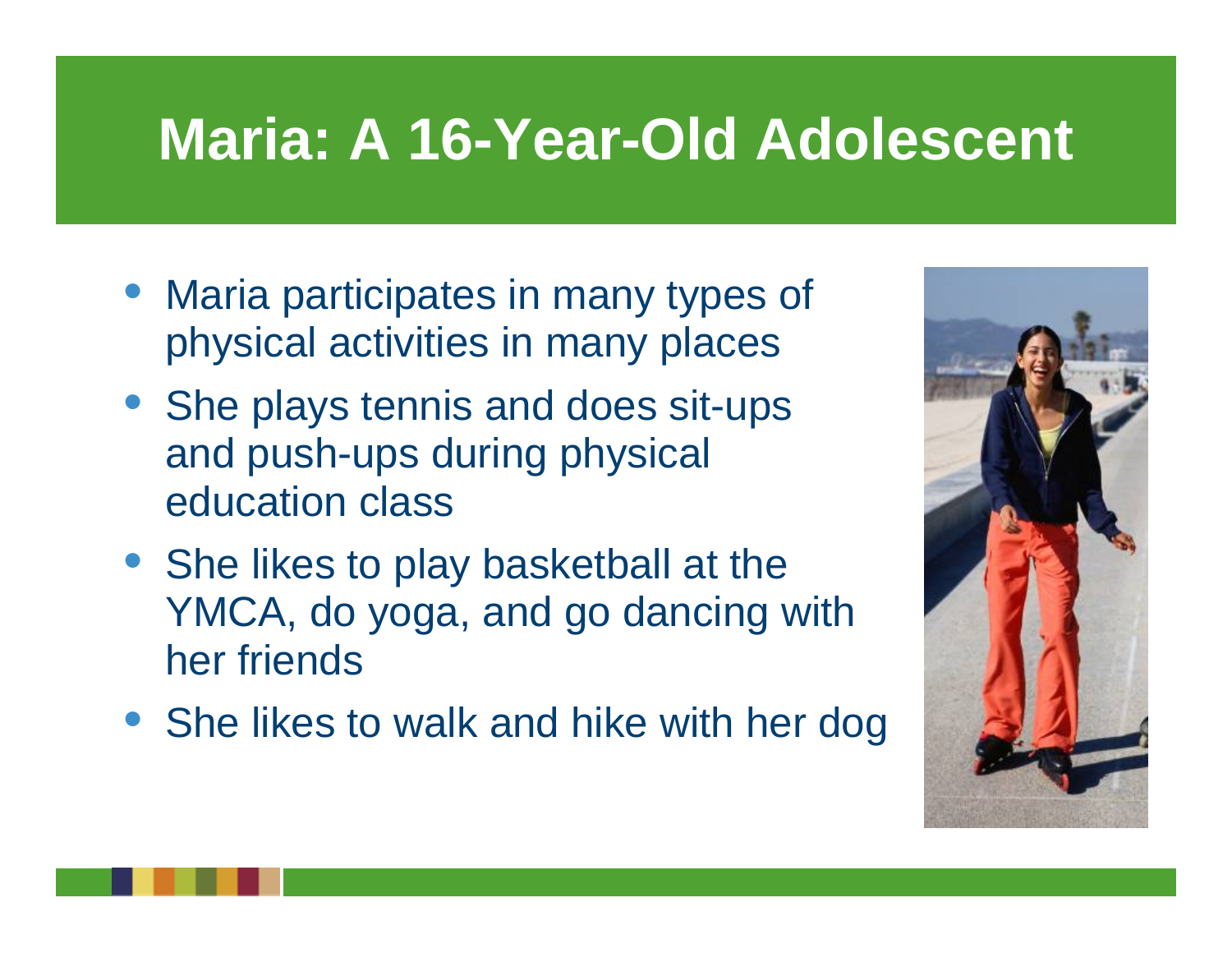# Maria: A 16-Year-Old Adolescent

- Maria participates in many types of physical activities in many places
- She plays tennis and does sit-ups and push-ups during physical education class
- She likes to play basketball at the YMCA, do yoga, and go dancing with her friends
- She likes to walk and hike with her dog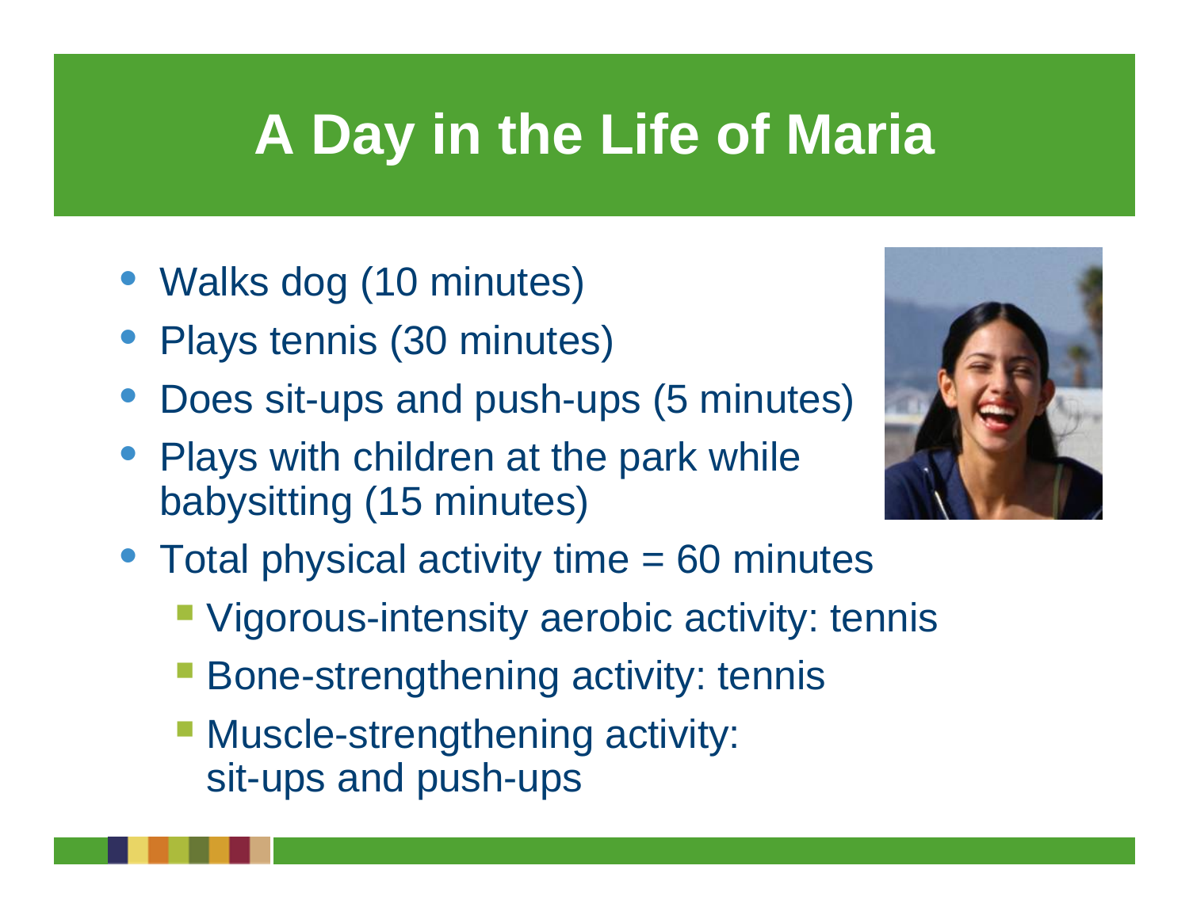# A Day in the Life of Maria

- Walks dog (10 minutes)
- Plays tennis (30 minutes)
- Does sit-ups and push-ups (5 minutes)
- Plays with children at the park while babysitting (15 minutes)
- Total physical activity time = 60 minutes
  - Vigorous-intensity aerobic activity: tennis
  - Bone-strengthening activity: tennis
  - Muscle-strengthening activity: sit-ups and push-ups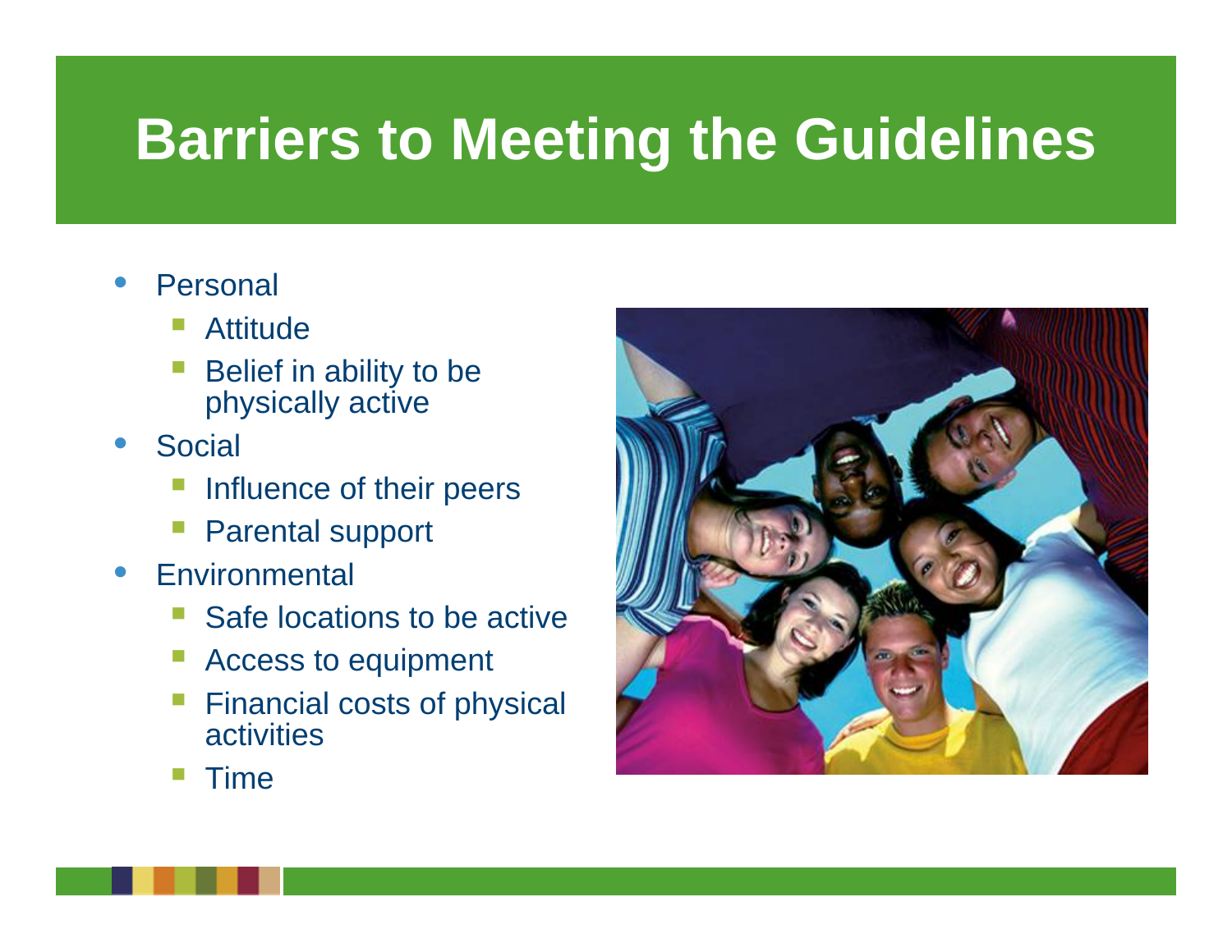# Barriers to Meeting the Guidelines

- Personal
  - Attitude
  - Belief in ability to be physically active
- Social
  - Influence of their peers
  - Parental support
- Environmental
  - Safe locations to be active
  - Access to equipment
  - Financial costs of physical activities
  - Time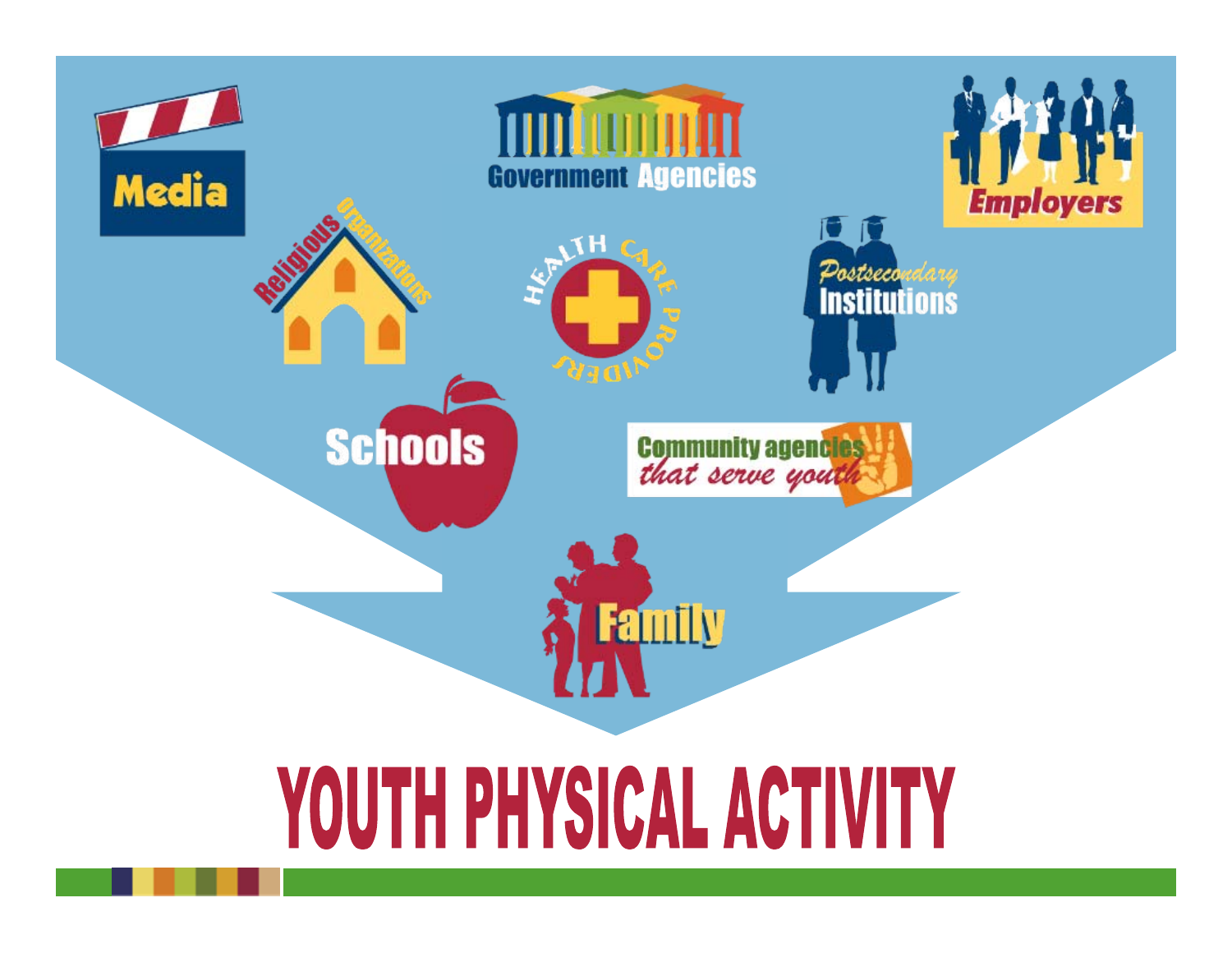Media

Government Agencies

Employers

Religious Organizations

Health Care Providers

Postsecondary Institutions

Schools

Community agencies that serve youth

Family

# YOUTH PHYSICAL ACTIVITY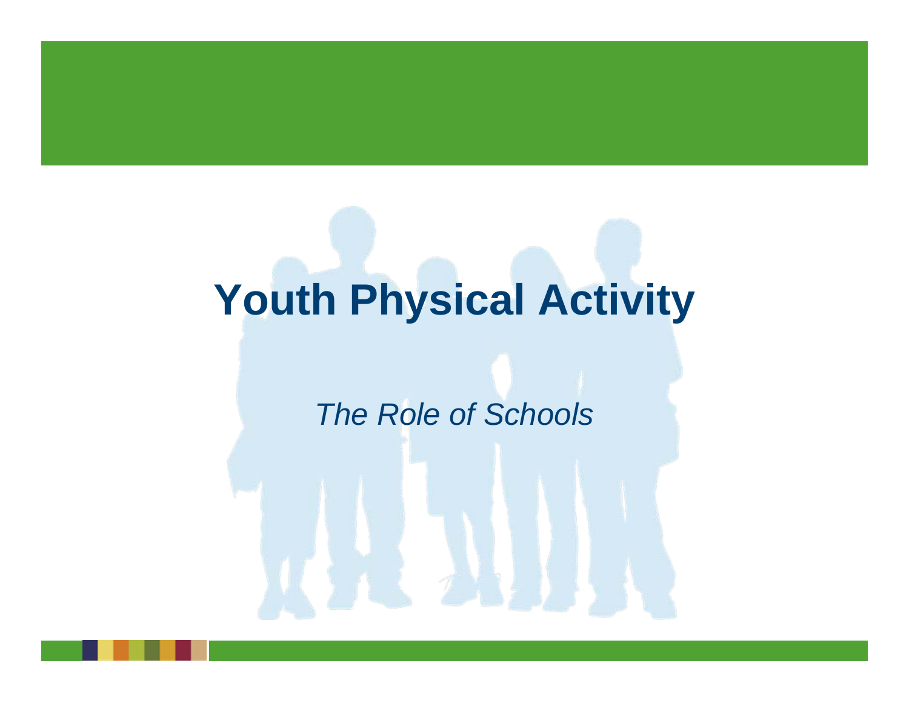# Youth Physical Activity

*The Role of Schools*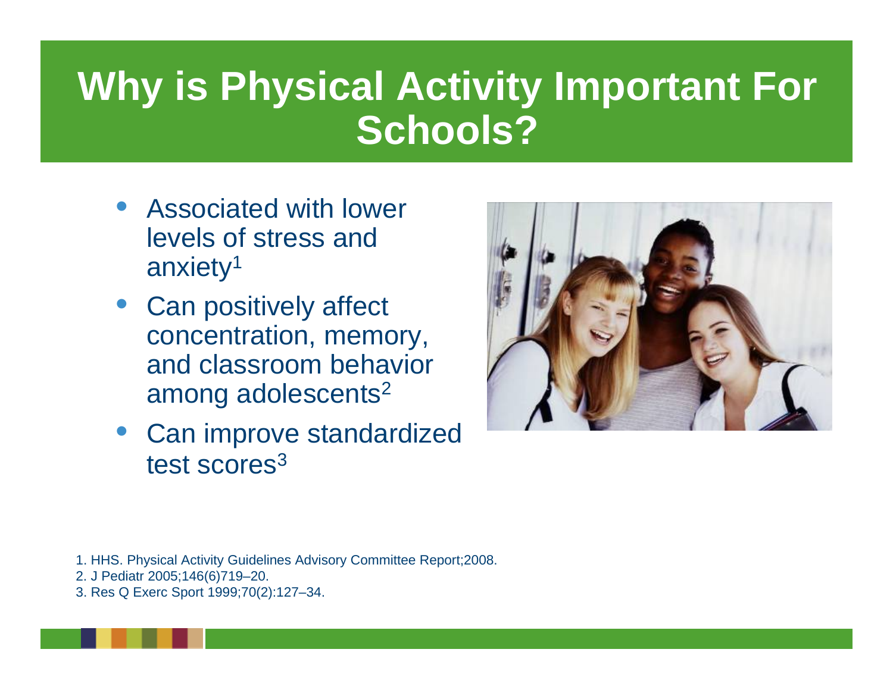# Why is Physical Activity Important For Schools?

- Associated with lower levels of stress and anxiety[1]
- Can positively affect concentration, memory, and classroom behavior among adolescents[2]
- Can improve standardized test scores[3]

1. HHS. Physical Activity Guidelines Advisory Committee Report;2008.
2. J Pediatr 2005;146(6)719–20.
3. Res Q Exerc Sport 1999;70(2):127–34.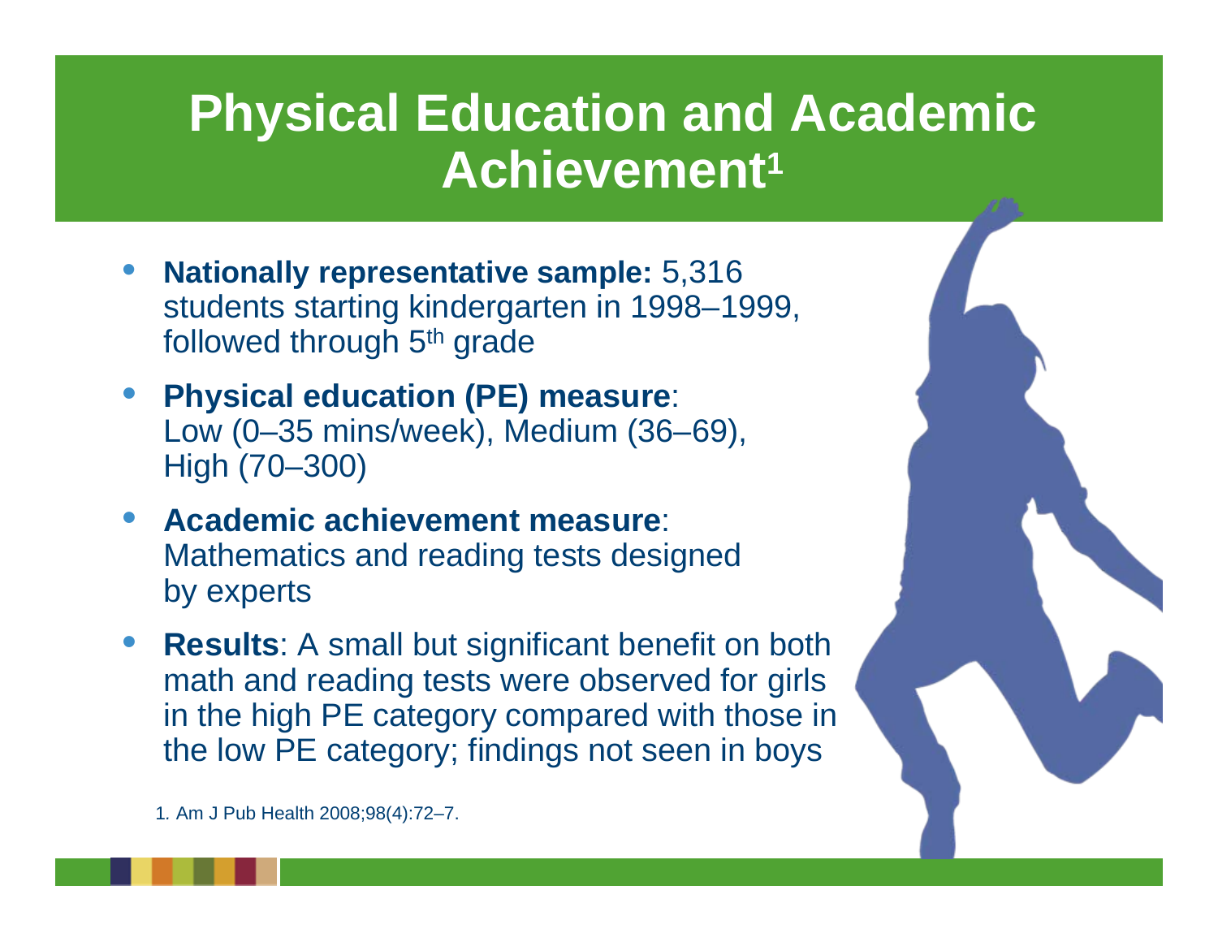# Physical Education and Academic Achievement[1]

- **Nationally representative sample:** 5,316 students starting kindergarten in 1998–1999, followed through 5th grade
- **Physical education (PE) measure**: Low (0–35 mins/week), Medium (36–69), High (70–300)
- **Academic achievement measure**: Mathematics and reading tests designed by experts
- **Results**: A small but significant benefit on both math and reading tests were observed for girls in the high PE category compared with those in the low PE category; findings not seen in boys

1. Am J Pub Health 2008;98(4):72–7.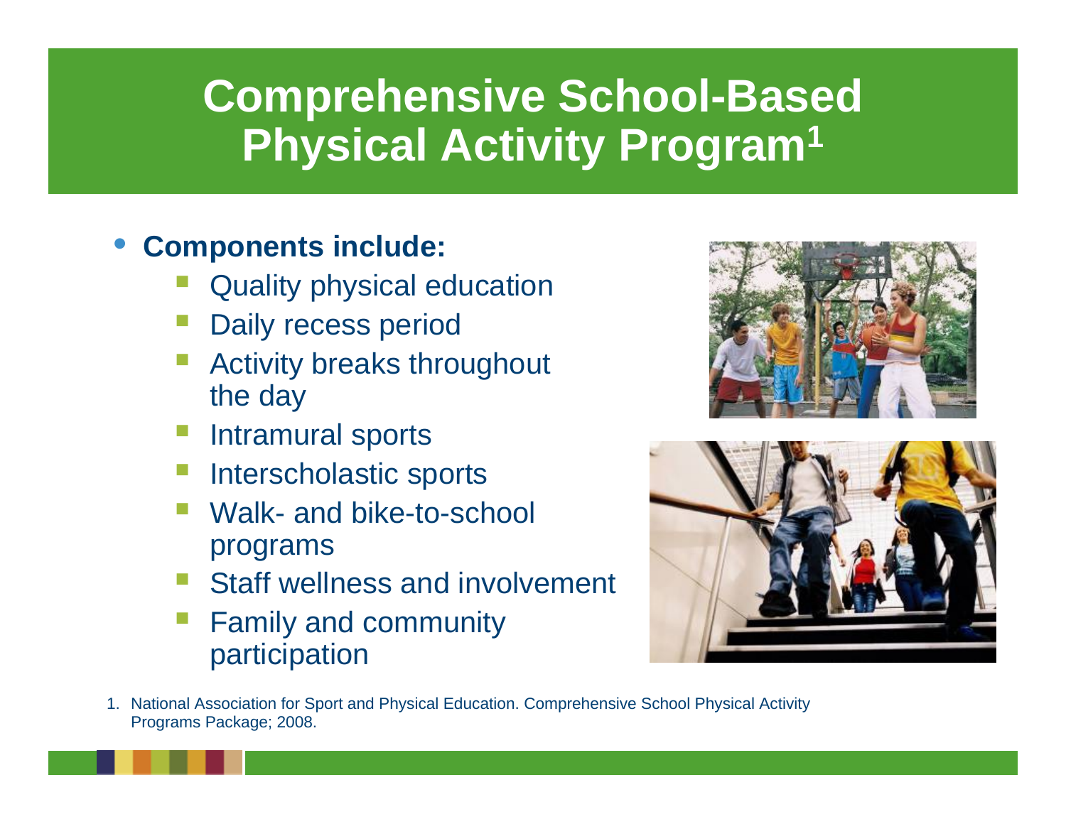# Comprehensive School-Based Physical Activity Program[1]

- **Components include:**
  - Quality physical education
  - Daily recess period
  - Activity breaks throughout the day
  - Intramural sports
  - Interscholastic sports
  - Walk- and bike-to-school programs
  - Staff wellness and involvement
  - Family and community participation

1. National Association for Sport and Physical Education. Comprehensive School Physical Activity Programs Package; 2008.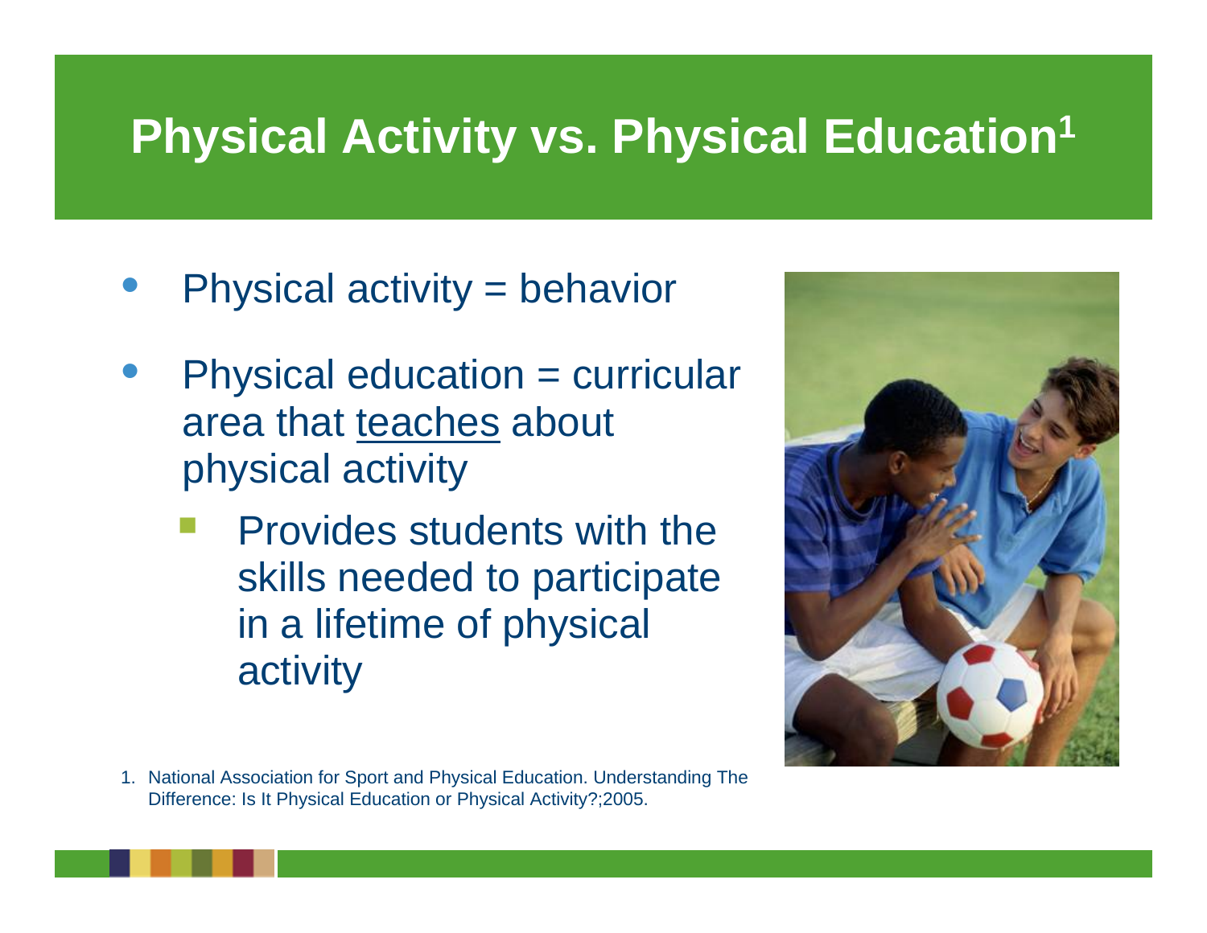# Physical Activity vs. Physical Education[1]

- Physical activity = behavior
- Physical education = curricular area that <u>teaches</u> about physical activity
  - Provides students with the skills needed to participate in a lifetime of physical activity

1. National Association for Sport and Physical Education. Understanding The Difference: Is It Physical Education or Physical Activity?;2005.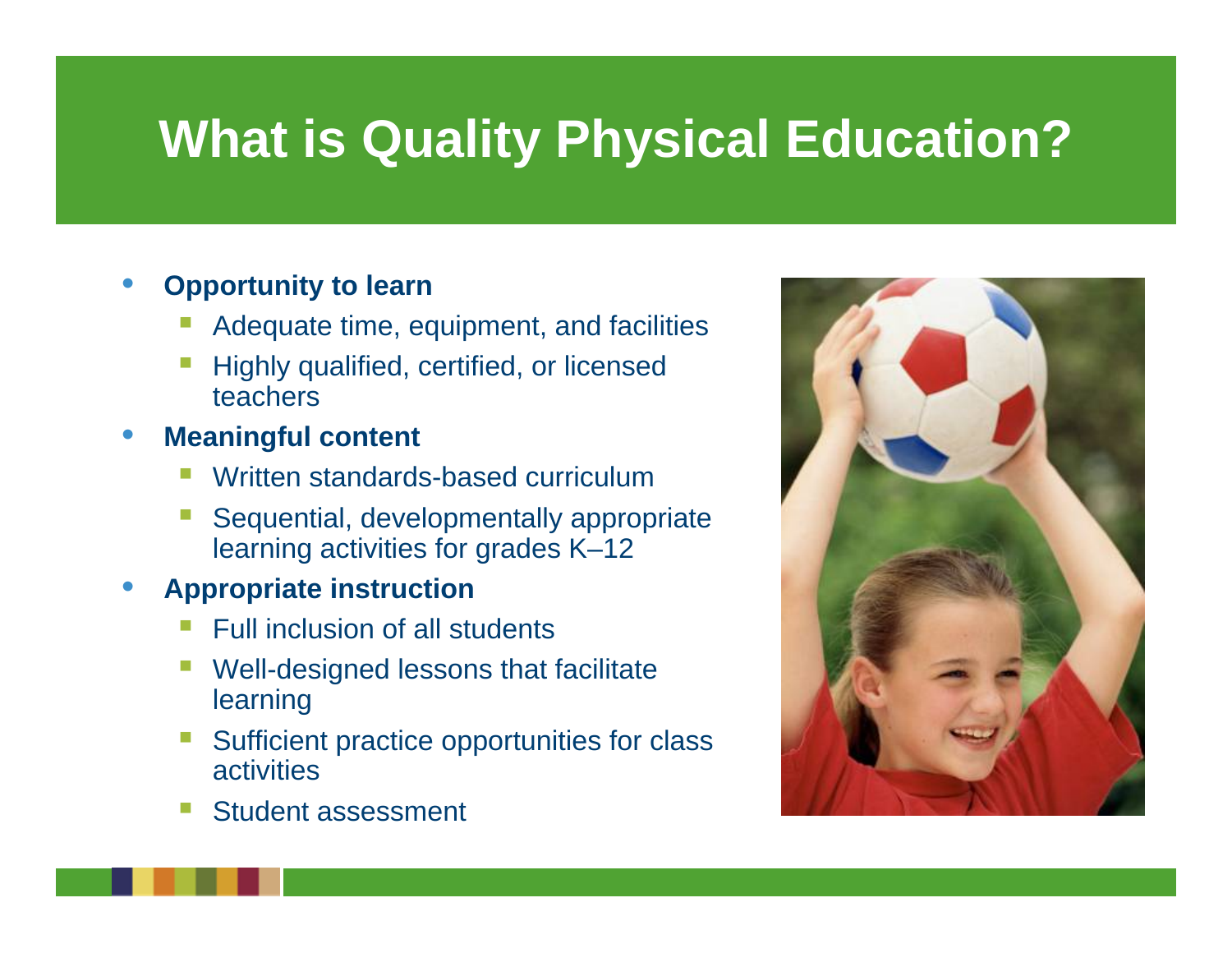# What is Quality Physical Education?

- **Opportunity to learn**
  - Adequate time, equipment, and facilities
  - Highly qualified, certified, or licensed teachers
- **Meaningful content**
  - Written standards-based curriculum
  - Sequential, developmentally appropriate learning activities for grades K–12
- **Appropriate instruction**
  - Full inclusion of all students
  - Well-designed lessons that facilitate learning
  - Sufficient practice opportunities for class activities
  - Student assessment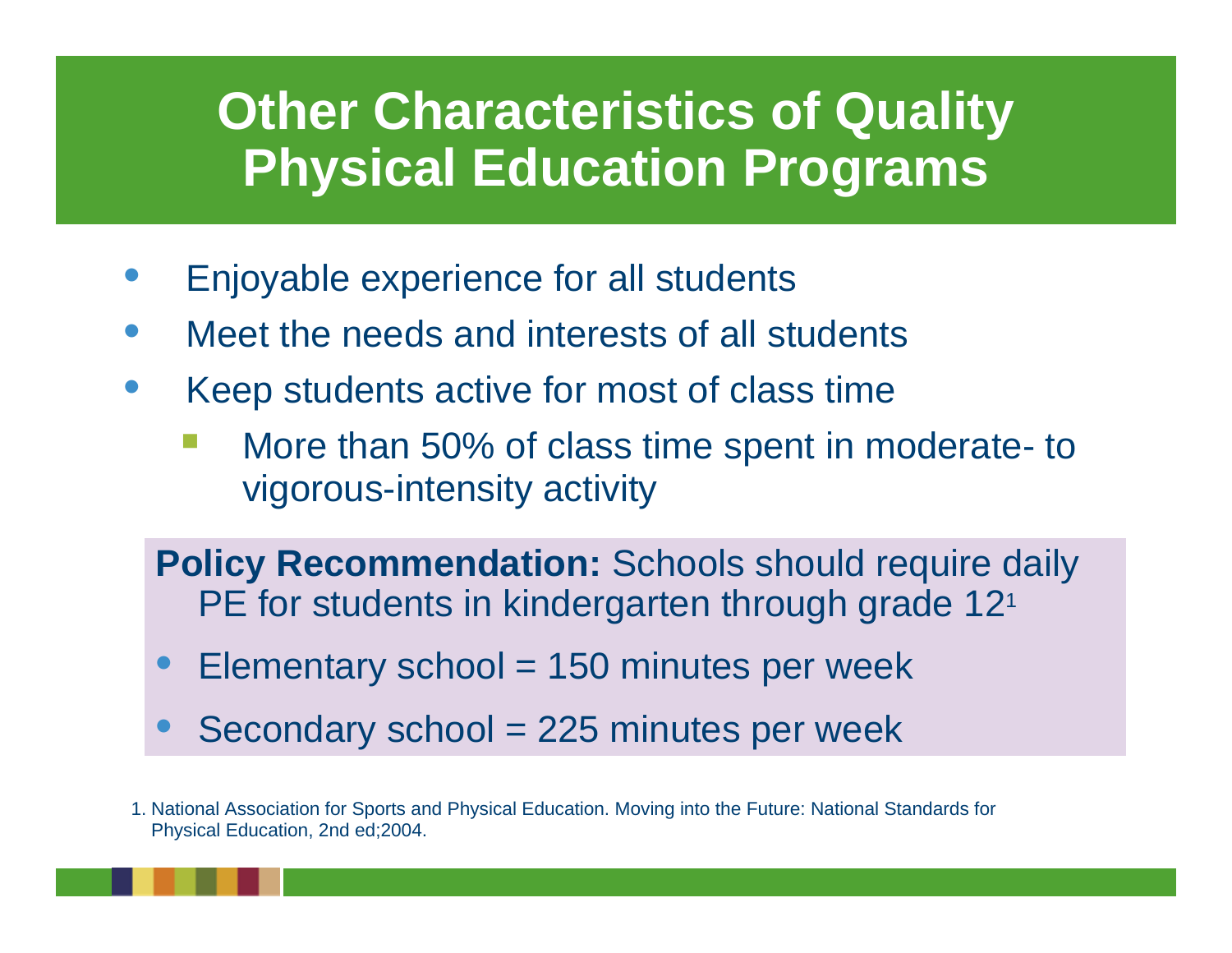# Other Characteristics of Quality Physical Education Programs

- Enjoyable experience for all students
- Meet the needs and interests of all students
- Keep students active for most of class time
  - More than 50% of class time spent in moderate- to vigorous-intensity activity

**Policy Recommendation:** Schools should require daily PE for students in kindergarten through grade 12[1]

- Elementary school = 150 minutes per week
- Secondary school = 225 minutes per week

1. National Association for Sports and Physical Education. Moving into the Future: National Standards for Physical Education, 2nd ed;2004.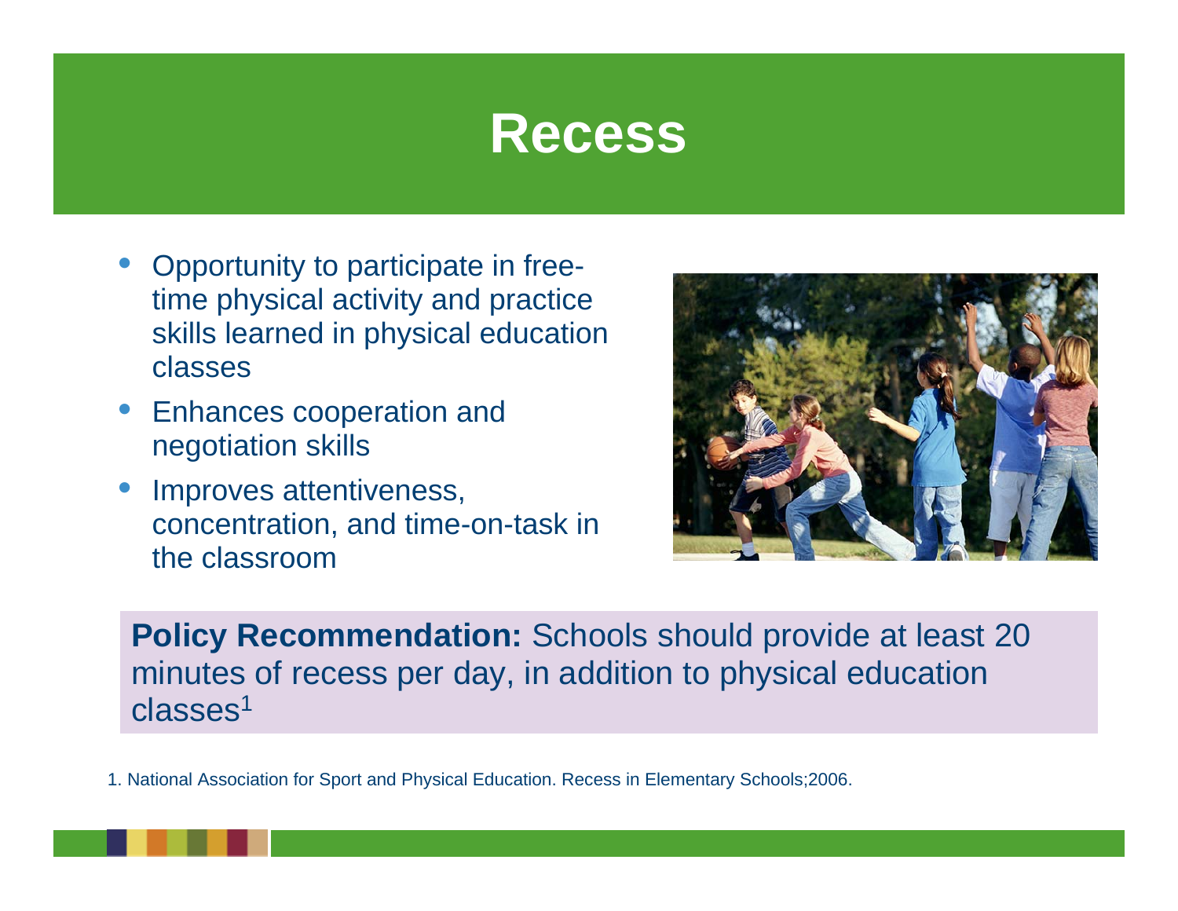# Recess

- Opportunity to participate in free-time physical activity and practice skills learned in physical education classes
- Enhances cooperation and negotiation skills
- Improves attentiveness, concentration, and time-on-task in the classroom

**Policy Recommendation:** Schools should provide at least 20 minutes of recess per day, in addition to physical education classes[1]

1. National Association for Sport and Physical Education. Recess in Elementary Schools;2006.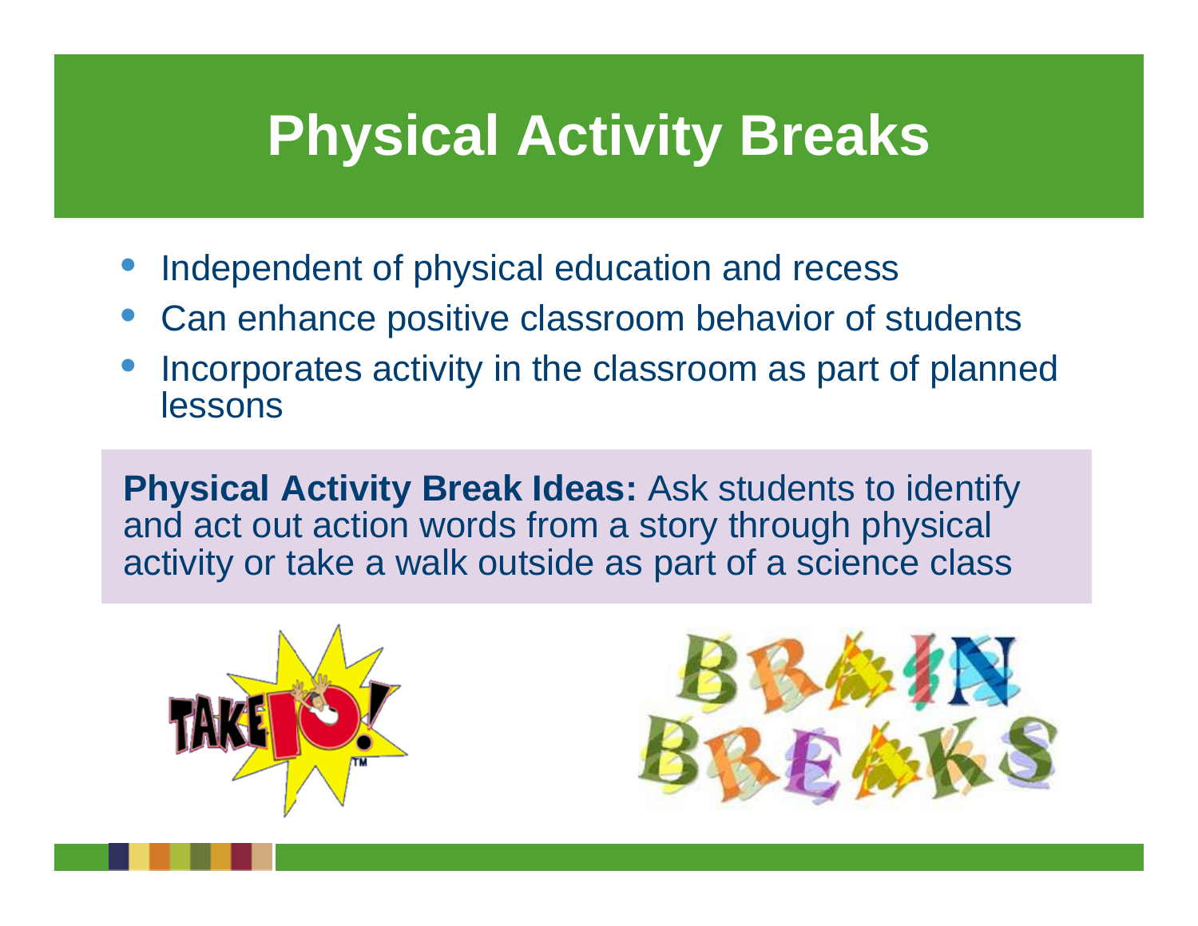# Physical Activity Breaks

- Independent of physical education and recess
- Can enhance positive classroom behavior of students
- Incorporates activity in the classroom as part of planned lessons

**Physical Activity Break Ideas:** Ask students to identify and act out action words from a story through physical activity or take a walk outside as part of a science class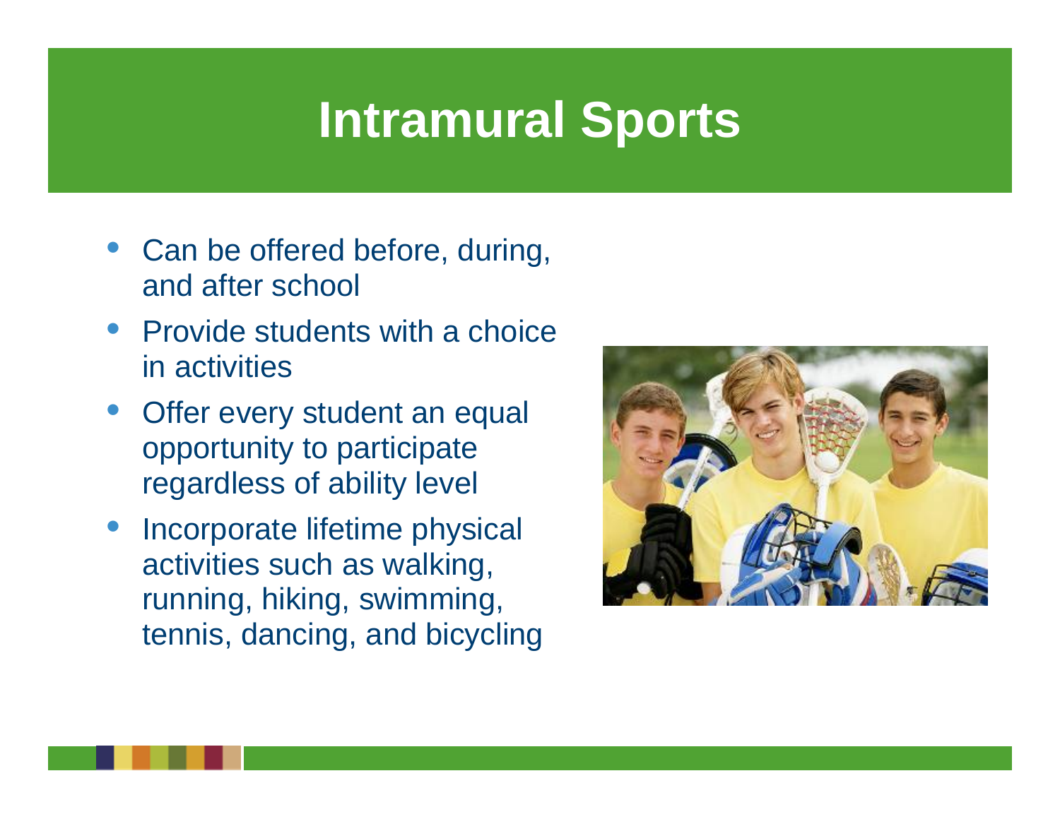# Intramural Sports

- Can be offered before, during, and after school
- Provide students with a choice in activities
- Offer every student an equal opportunity to participate regardless of ability level
- Incorporate lifetime physical activities such as walking, running, hiking, swimming, tennis, dancing, and bicycling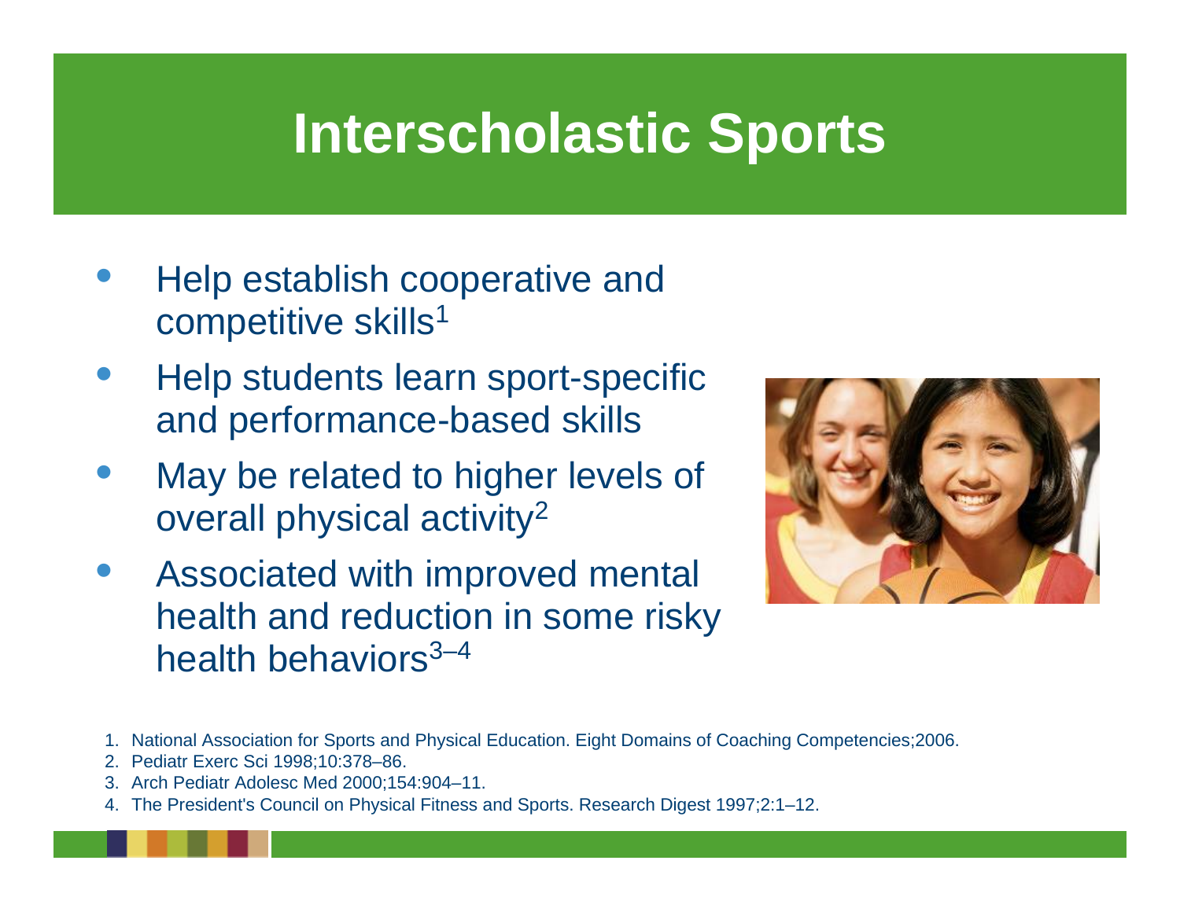# Interscholastic Sports

- Help establish cooperative and competitive skills[1]
- Help students learn sport-specific and performance-based skills
- May be related to higher levels of overall physical activity[2]
- Associated with improved mental health and reduction in some risky health behaviors[3–4]

1. National Association for Sports and Physical Education. Eight Domains of Coaching Competencies;2006.
2. Pediatr Exerc Sci 1998;10:378–86.
3. Arch Pediatr Adolesc Med 2000;154:904–11.
4. The President's Council on Physical Fitness and Sports. Research Digest 1997;2:1–12.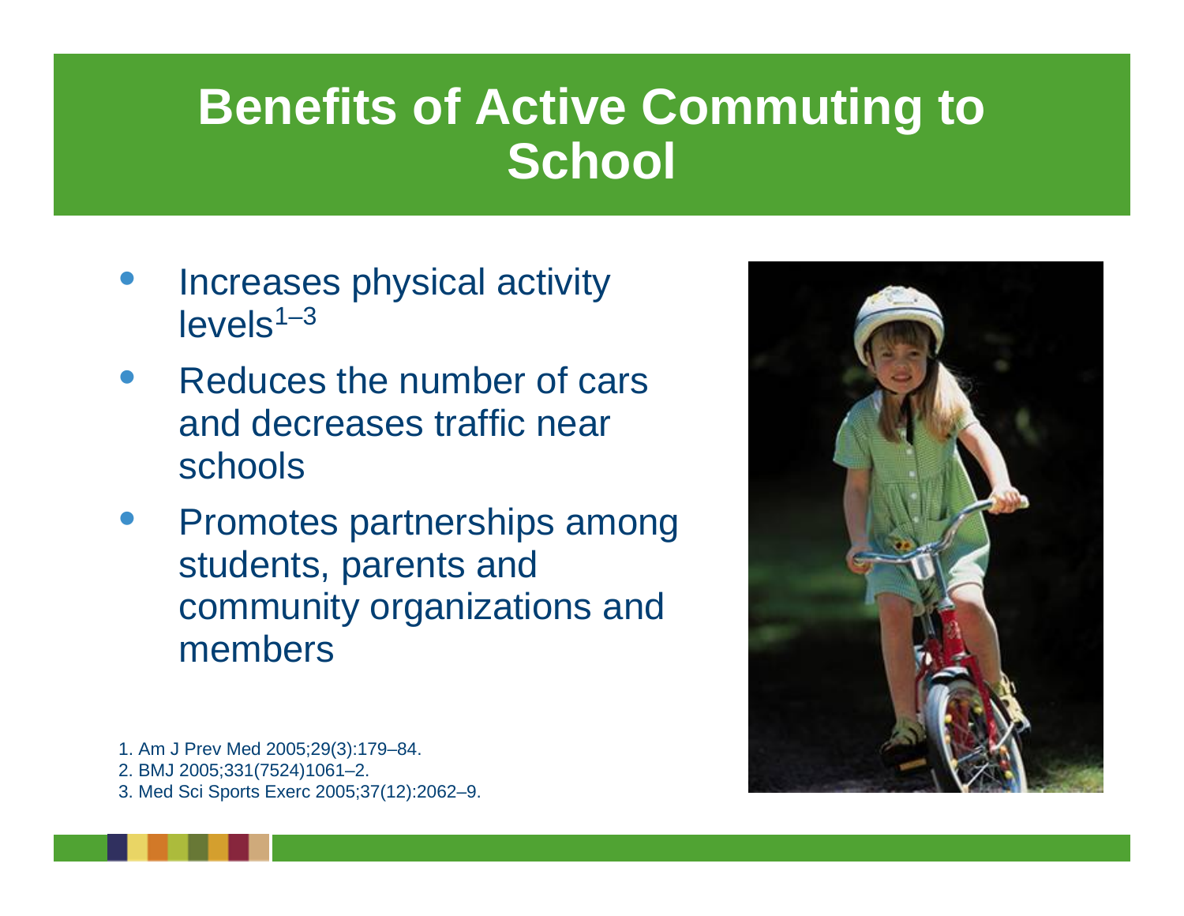# Benefits of Active Commuting to School

- Increases physical activity levels[1–3]
- Reduces the number of cars and decreases traffic near schools
- Promotes partnerships among students, parents and community organizations and members

1. Am J Prev Med 2005;29(3):179–84.
2. BMJ 2005;331(7524)1061–2.
3. Med Sci Sports Exerc 2005;37(12):2062–9.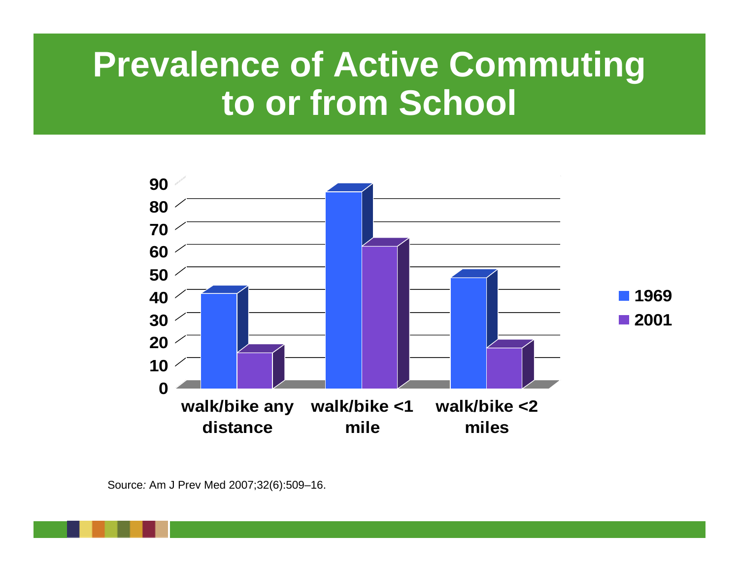# Prevalence of Active Commuting to or from School

90
80
70
60
50
40
30
20
10
0

walk/bike any distance | walk/bike <1 mile | walk/bike <2 miles

■ 1969
■ 2001

Source: Am J Prev Med 2007;32(6):509–16.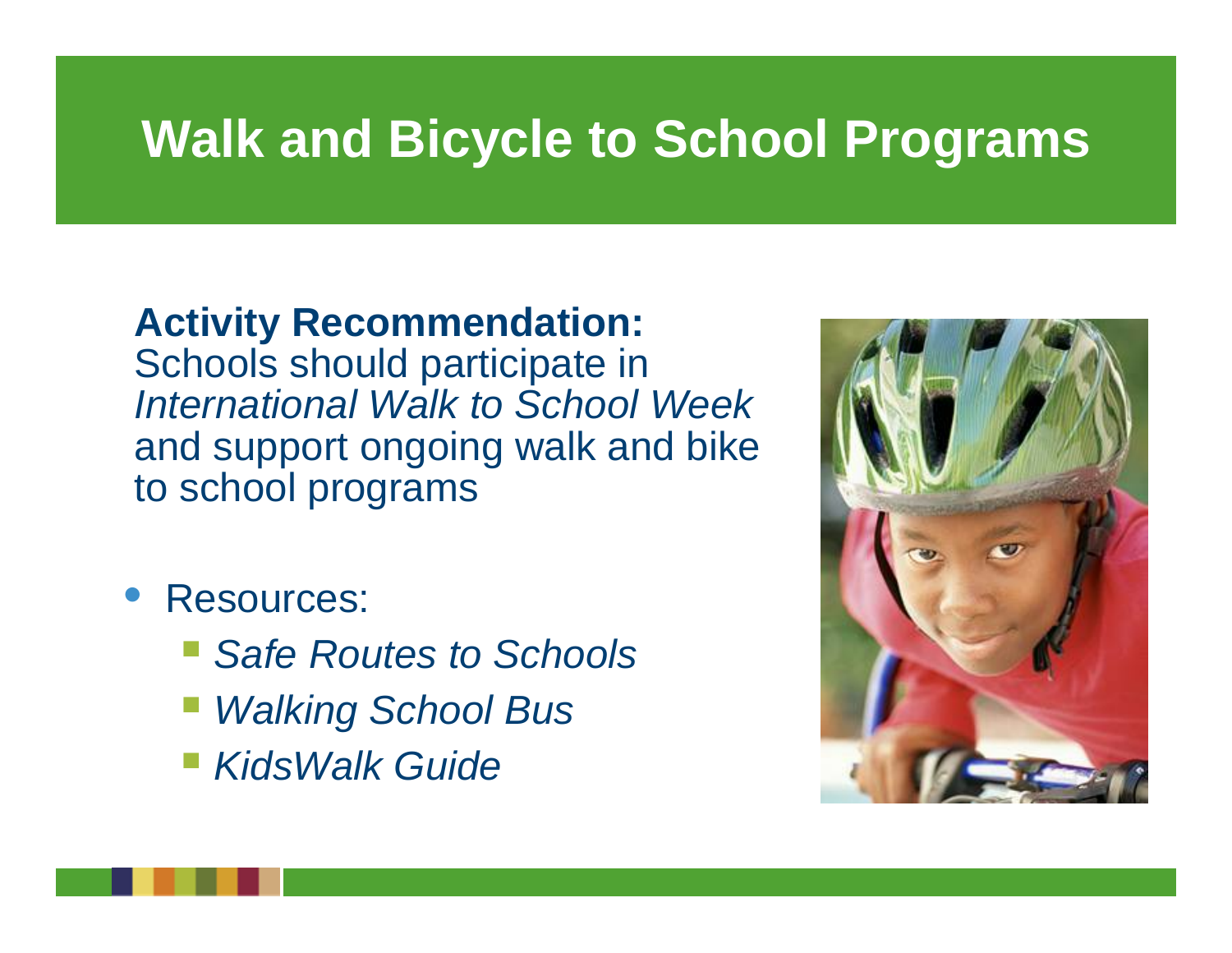# Walk and Bicycle to School Programs

**Activity Recommendation:**
Schools should participate in *International Walk to School Week* and support ongoing walk and bike to school programs

- Resources:
  - *Safe Routes to Schools*
  - *Walking School Bus*
  - *KidsWalk Guide*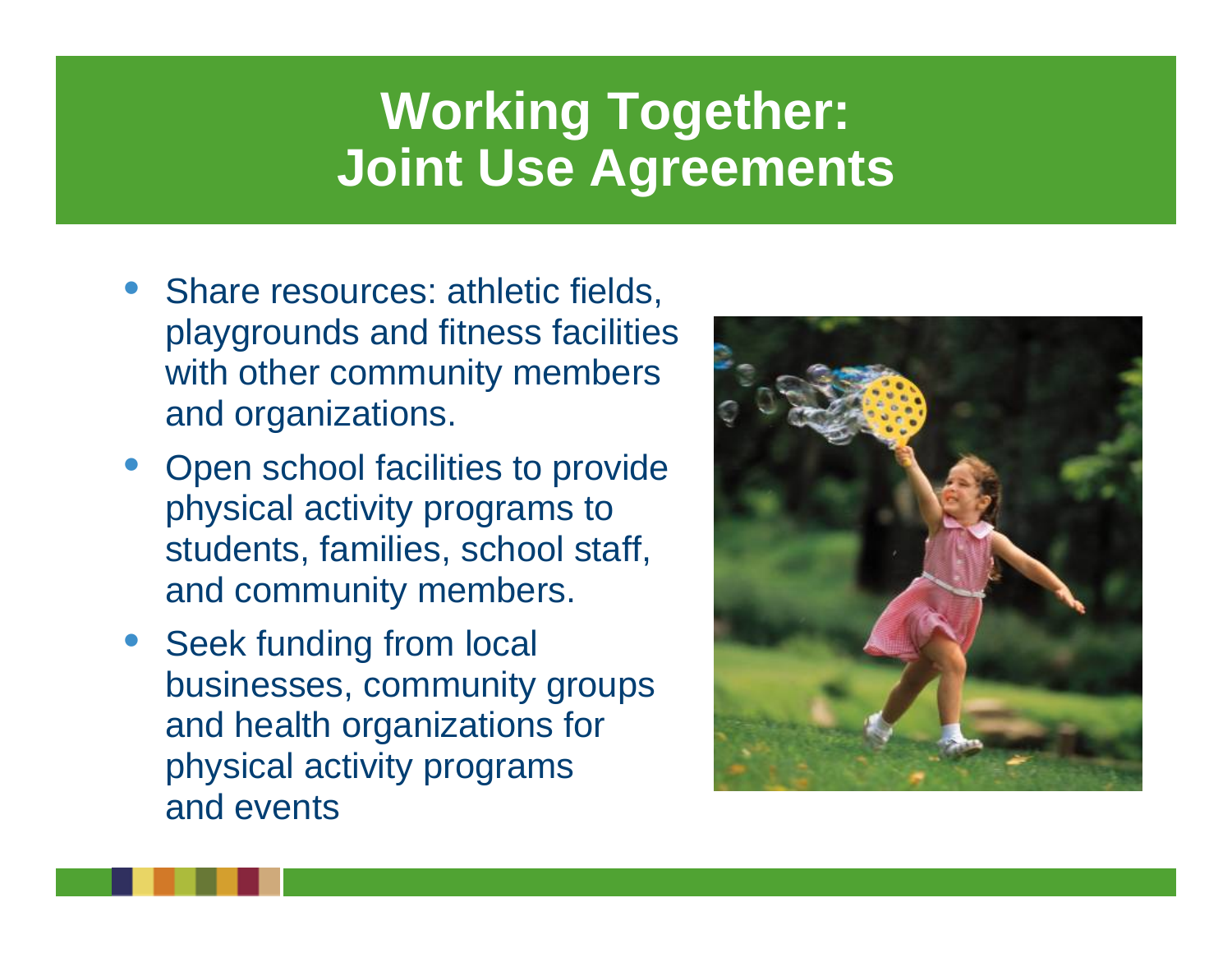# Working Together: Joint Use Agreements

- Share resources: athletic fields, playgrounds and fitness facilities with other community members and organizations.
- Open school facilities to provide physical activity programs to students, families, school staff, and community members.
- Seek funding from local businesses, community groups and health organizations for physical activity programs and events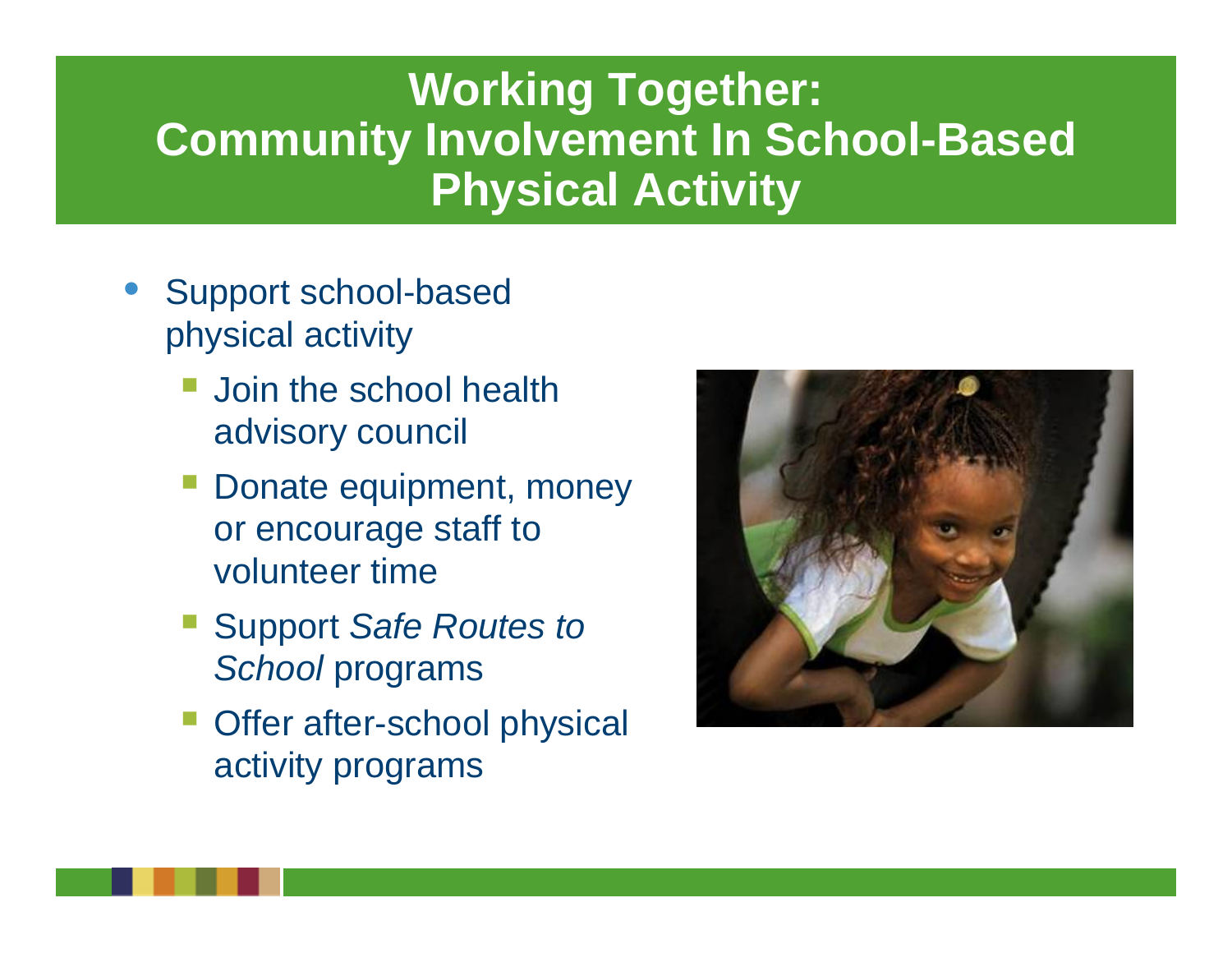# Working Together: Community Involvement In School-Based Physical Activity

- Support school-based physical activity
  - Join the school health advisory council
  - Donate equipment, money or encourage staff to volunteer time
  - Support *Safe Routes to School* programs
  - Offer after-school physical activity programs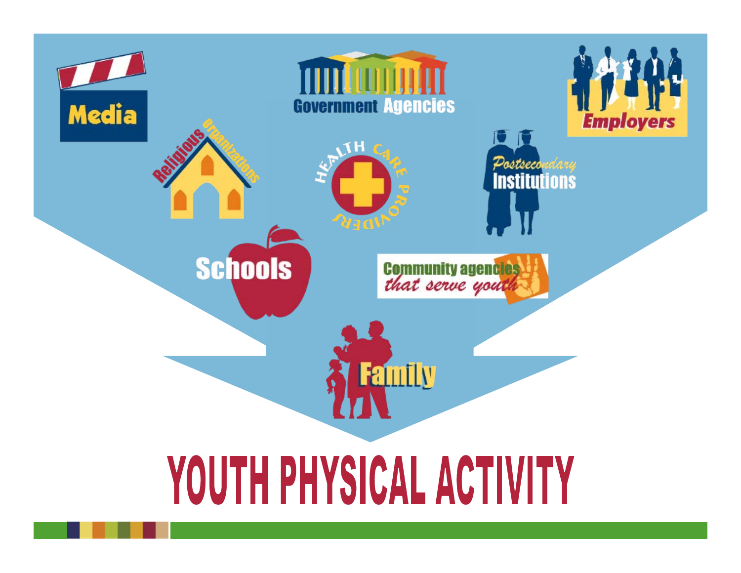Media

Government Agencies

Employers

Religious Organizations

Health Care Providers

Postsecondary Institutions

Schools

Community agencies that serve youth

Family

# YOUTH PHYSICAL ACTIVITY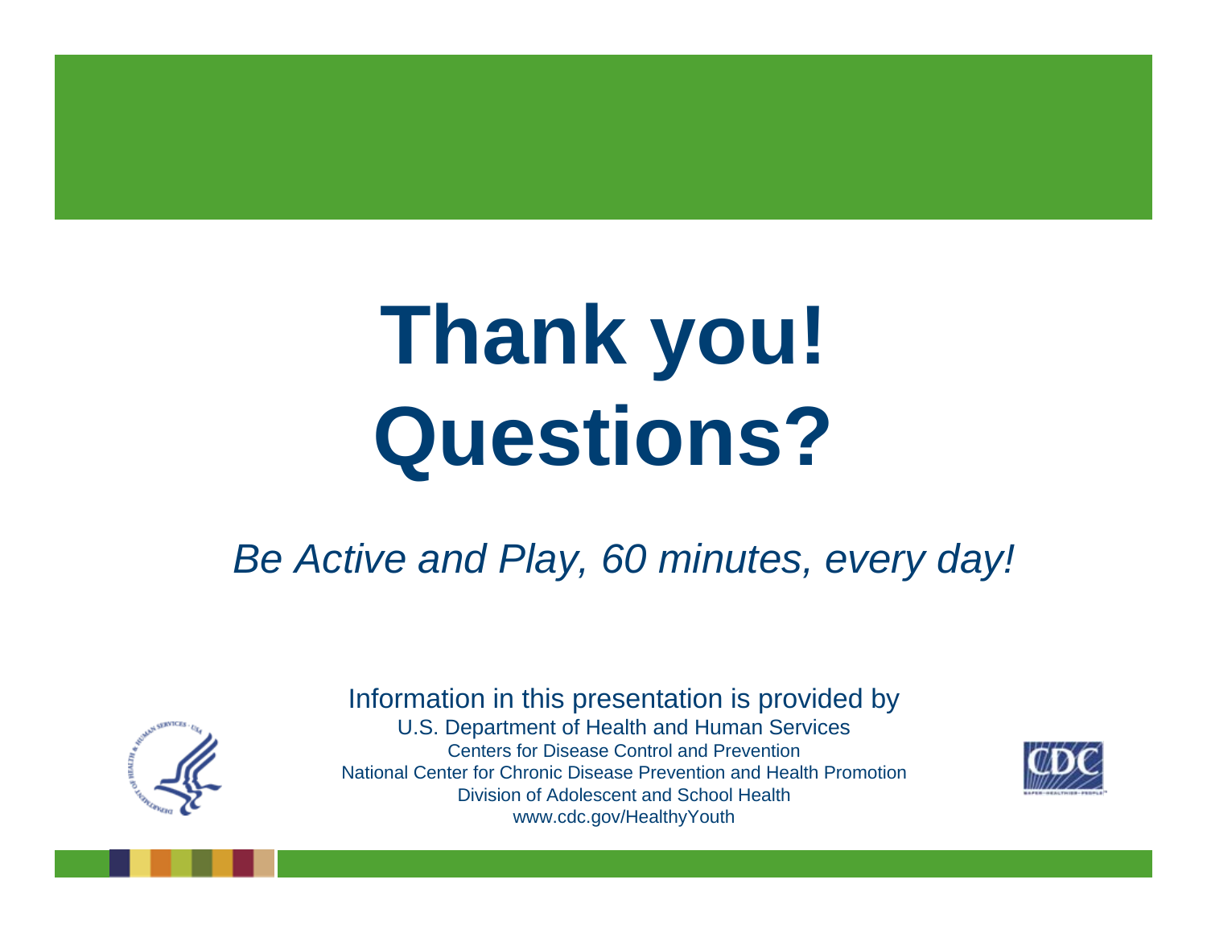# Thank you!
# Questions?

*Be Active and Play, 60 minutes, every day!*

Information in this presentation is provided by

U.S. Department of Health and Human Services

Centers for Disease Control and Prevention

National Center for Chronic Disease Prevention and Health Promotion

Division of Adolescent and School Health

www.cdc.gov/HealthyYouth